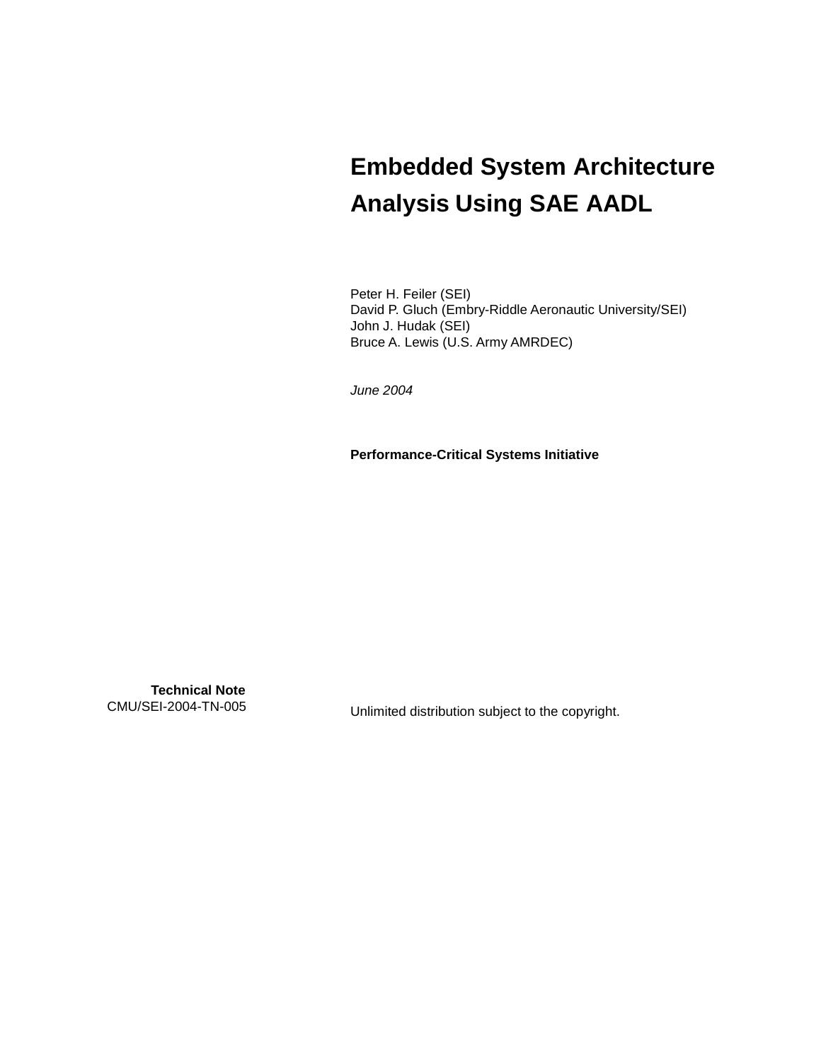# Embedded System Architecture Analysis Using SAE AADL

Peter H. Feiler (SEI)
David P. Gluch (Embry-Riddle Aeronautic University/SEI)
John J. Hudak (SEI)
Bruce A. Lewis (U.S. Army AMRDEC)

*June 2004*

**Performance-Critical Systems Initiative**

**Technical Note**
CMU/SEI-2004-TN-005

Unlimited distribution subject to the copyright.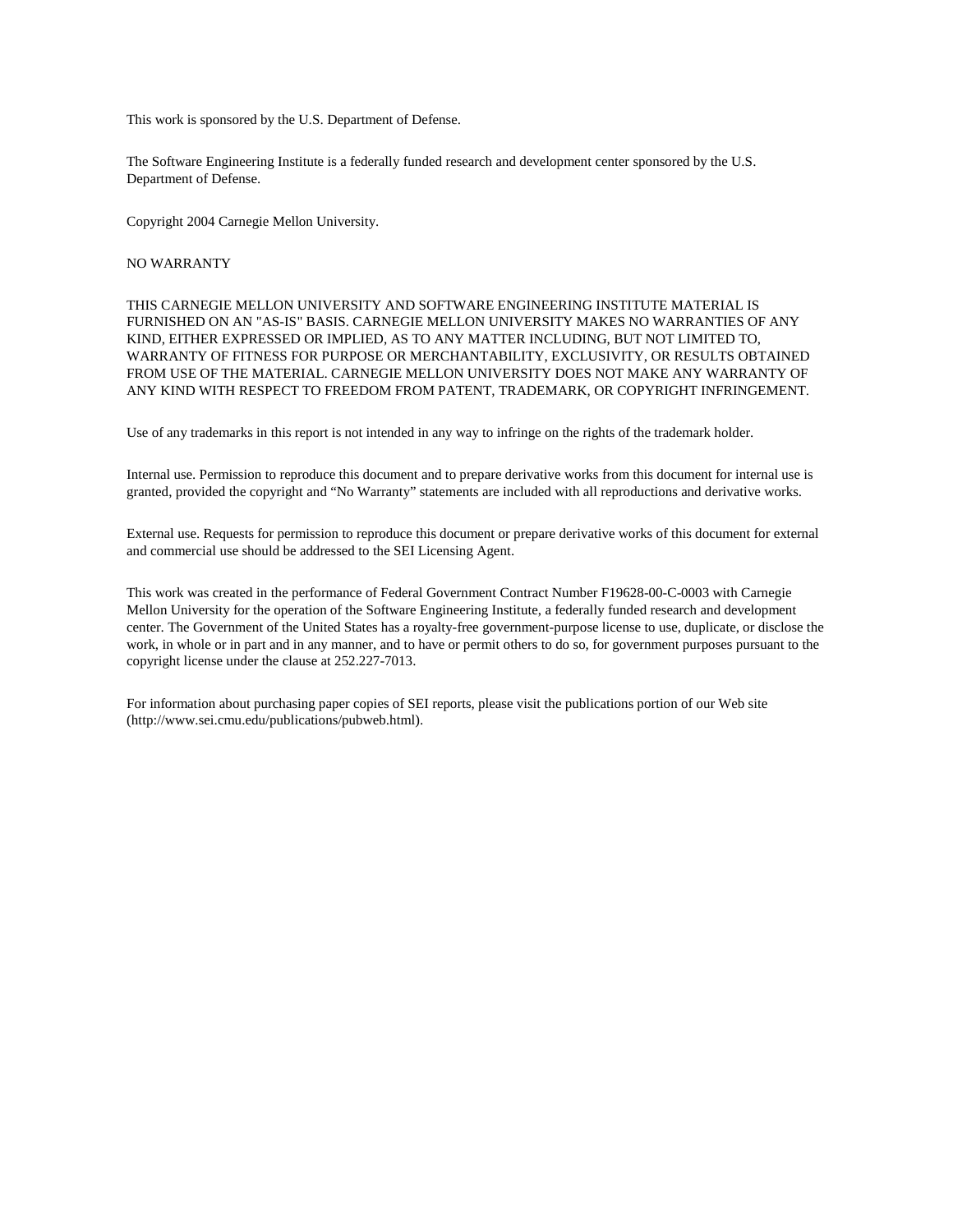This work is sponsored by the U.S. Department of Defense.

The Software Engineering Institute is a federally funded research and development center sponsored by the U.S. Department of Defense.

Copyright 2004 Carnegie Mellon University.

NO WARRANTY

THIS CARNEGIE MELLON UNIVERSITY AND SOFTWARE ENGINEERING INSTITUTE MATERIAL IS FURNISHED ON AN "AS-IS" BASIS. CARNEGIE MELLON UNIVERSITY MAKES NO WARRANTIES OF ANY KIND, EITHER EXPRESSED OR IMPLIED, AS TO ANY MATTER INCLUDING, BUT NOT LIMITED TO, WARRANTY OF FITNESS FOR PURPOSE OR MERCHANTABILITY, EXCLUSIVITY, OR RESULTS OBTAINED FROM USE OF THE MATERIAL. CARNEGIE MELLON UNIVERSITY DOES NOT MAKE ANY WARRANTY OF ANY KIND WITH RESPECT TO FREEDOM FROM PATENT, TRADEMARK, OR COPYRIGHT INFRINGEMENT.

Use of any trademarks in this report is not intended in any way to infringe on the rights of the trademark holder.

Internal use. Permission to reproduce this document and to prepare derivative works from this document for internal use is granted, provided the copyright and "No Warranty" statements are included with all reproductions and derivative works.

External use. Requests for permission to reproduce this document or prepare derivative works of this document for external and commercial use should be addressed to the SEI Licensing Agent.

This work was created in the performance of Federal Government Contract Number F19628-00-C-0003 with Carnegie Mellon University for the operation of the Software Engineering Institute, a federally funded research and development center. The Government of the United States has a royalty-free government-purpose license to use, duplicate, or disclose the work, in whole or in part and in any manner, and to have or permit others to do so, for government purposes pursuant to the copyright license under the clause at 252.227-7013.

For information about purchasing paper copies of SEI reports, please visit the publications portion of our Web site (http://www.sei.cmu.edu/publications/pubweb.html).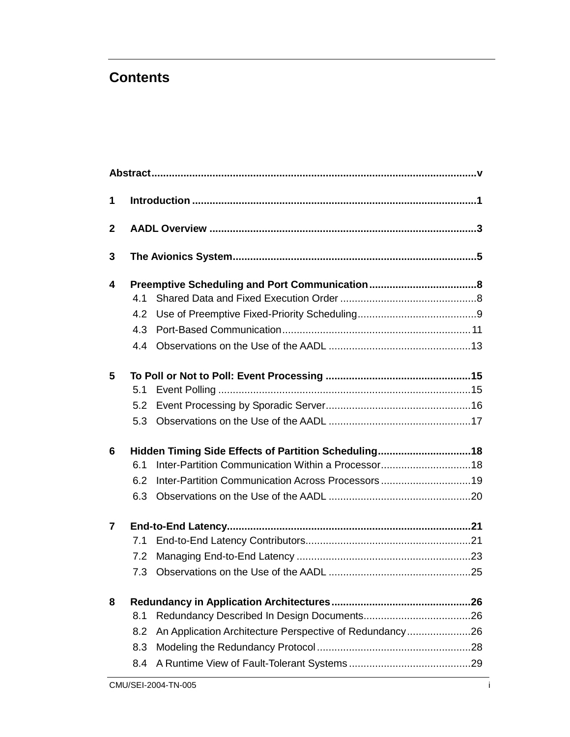# Contents

**Abstract** .......................................................................................................... **v**

**1 Introduction** ............................................................................................. **1**

**2 AADL Overview** ....................................................................................... **3**

**3 The Avionics System** ............................................................................... **5**

**4 Preemptive Scheduling and Port Communication** ................................... **8**

- 4.1 Shared Data and Fixed Execution Order ............................................ 8
- 4.2 Use of Preemptive Fixed-Priority Scheduling ...................................... 9
- 4.3 Port-Based Communication ................................................................ 11
- 4.4 Observations on the Use of the AADL ................................................ 13

**5 To Poll or Not to Poll: Event Processing** ................................................ **15**

- 5.1 Event Polling ...................................................................................... 15
- 5.2 Event Processing by Sporadic Server ................................................. 16
- 5.3 Observations on the Use of the AADL ................................................ 17

**6 Hidden Timing Side Effects of Partition Scheduling** ............................... **18**

- 6.1 Inter-Partition Communication Within a Processor ............................. 18
- 6.2 Inter-Partition Communication Across Processors .............................. 19
- 6.3 Observations on the Use of the AADL ................................................ 20

**7 End-to-End Latency** .................................................................................. **21**

- 7.1 End-to-End Latency Contributors ........................................................ 21
- 7.2 Managing End-to-End Latency ............................................................ 23
- 7.3 Observations on the Use of the AADL ................................................ 25

**8 Redundancy in Application Architectures** ............................................... **26**

- 8.1 Redundancy Described In Design Documents .................................... 26
- 8.2 An Application Architecture Perspective of Redundancy ..................... 26
- 8.3 Modeling the Redundancy Protocol .................................................... 28
- 8.4 A Runtime View of Fault-Tolerant Systems ......................................... 29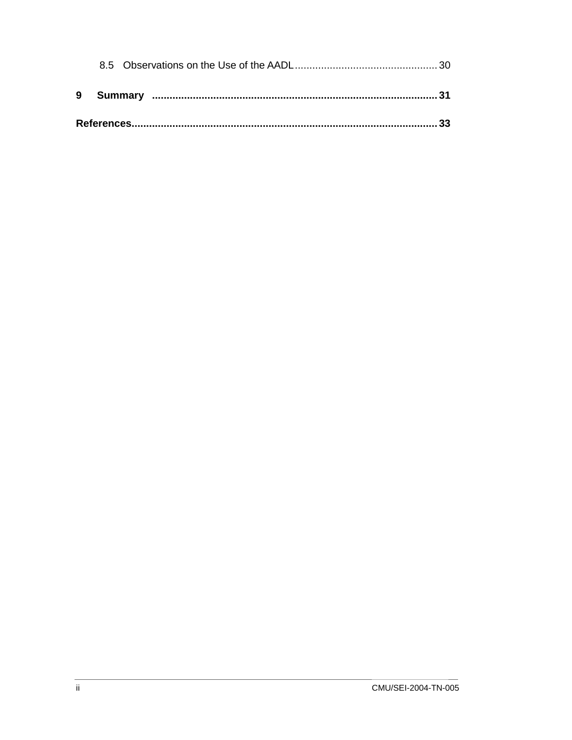8.5 Observations on the Use of the AADL ................................................ 30

**9 Summary ................................................................................................ 31**

**References....................................................................................................... 33**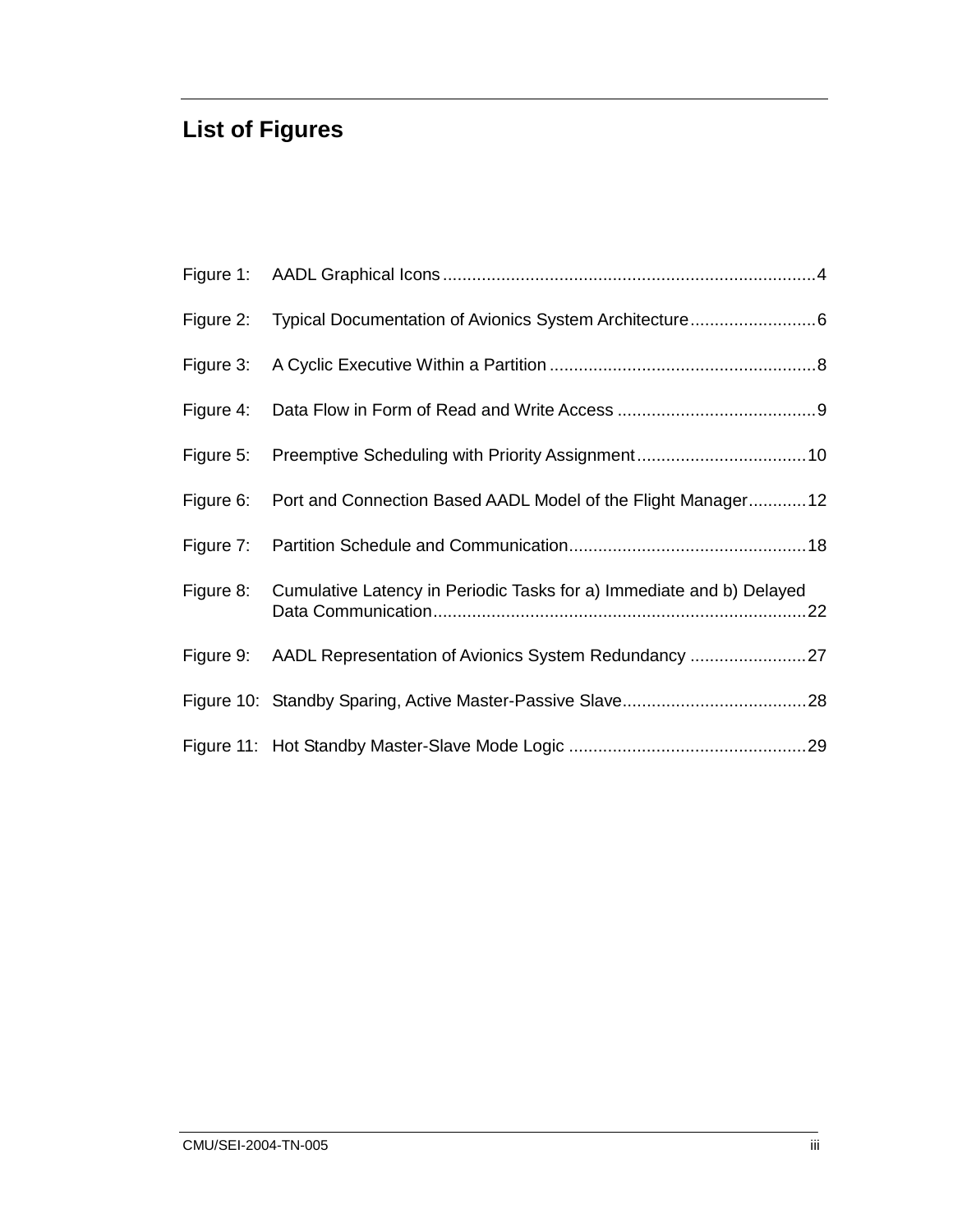# List of Figures

Figure 1: AADL Graphical Icons ............................................................................ 4

Figure 2: Typical Documentation of Avionics System Architecture .......................... 6

Figure 3: A Cyclic Executive Within a Partition ...................................................... 8

Figure 4: Data Flow in Form of Read and Write Access ......................................... 9

Figure 5: Preemptive Scheduling with Priority Assignment ................................... 10

Figure 6: Port and Connection Based AADL Model of the Flight Manager ............ 12

Figure 7: Partition Schedule and Communication ................................................. 18

Figure 8: Cumulative Latency in Periodic Tasks for a) Immediate and b) Delayed Data Communication ............................................................................ 22

Figure 9: AADL Representation of Avionics System Redundancy ........................ 27

Figure 10: Standby Sparing, Active Master-Passive Slave ...................................... 28

Figure 11: Hot Standby Master-Slave Mode Logic ................................................. 29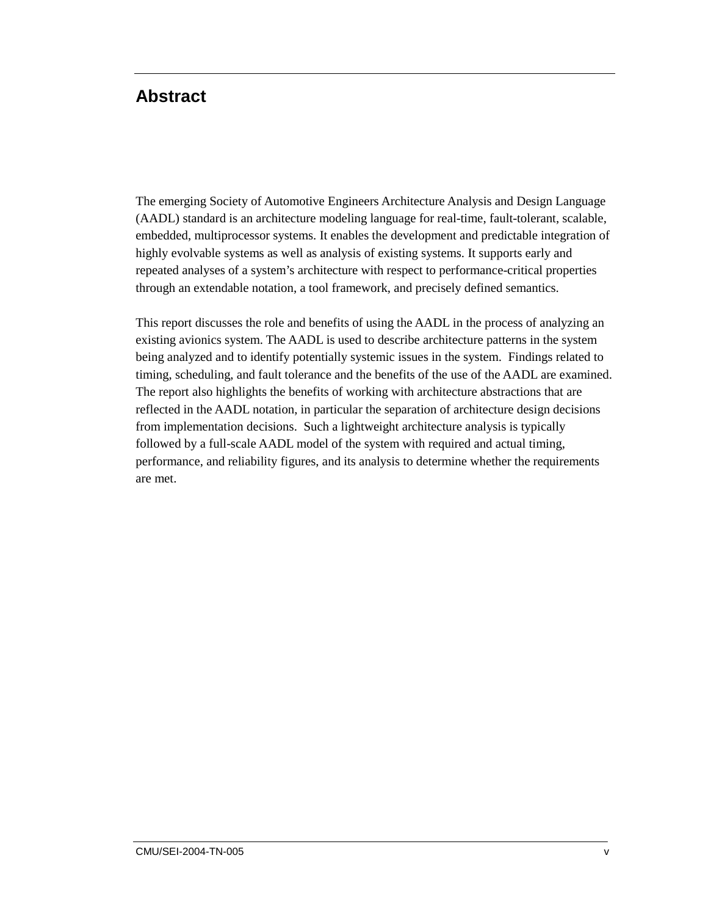# Abstract

The emerging Society of Automotive Engineers Architecture Analysis and Design Language (AADL) standard is an architecture modeling language for real-time, fault-tolerant, scalable, embedded, multiprocessor systems. It enables the development and predictable integration of highly evolvable systems as well as analysis of existing systems. It supports early and repeated analyses of a system's architecture with respect to performance-critical properties through an extendable notation, a tool framework, and precisely defined semantics.

This report discusses the role and benefits of using the AADL in the process of analyzing an existing avionics system. The AADL is used to describe architecture patterns in the system being analyzed and to identify potentially systemic issues in the system. Findings related to timing, scheduling, and fault tolerance and the benefits of the use of the AADL are examined. The report also highlights the benefits of working with architecture abstractions that are reflected in the AADL notation, in particular the separation of architecture design decisions from implementation decisions. Such a lightweight architecture analysis is typically followed by a full-scale AADL model of the system with required and actual timing, performance, and reliability figures, and its analysis to determine whether the requirements are met.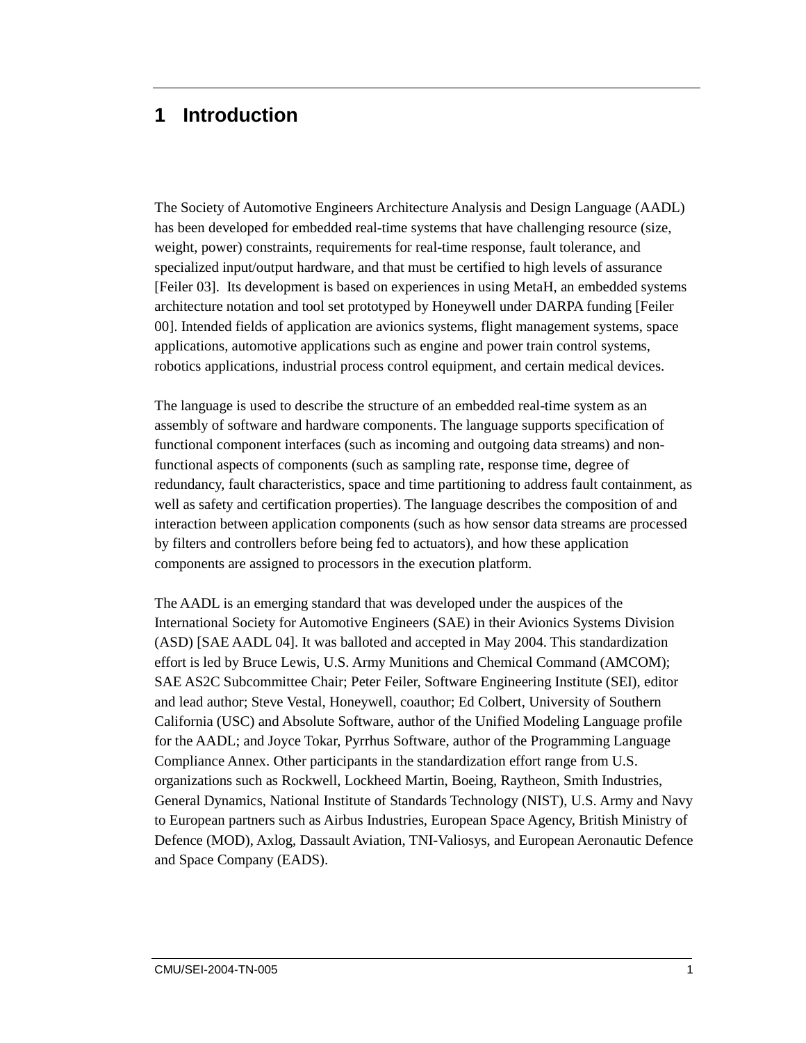# 1 Introduction

The Society of Automotive Engineers Architecture Analysis and Design Language (AADL) has been developed for embedded real-time systems that have challenging resource (size, weight, power) constraints, requirements for real-time response, fault tolerance, and specialized input/output hardware, and that must be certified to high levels of assurance [Feiler 03]. Its development is based on experiences in using MetaH, an embedded systems architecture notation and tool set prototyped by Honeywell under DARPA funding [Feiler 00]. Intended fields of application are avionics systems, flight management systems, space applications, automotive applications such as engine and power train control systems, robotics applications, industrial process control equipment, and certain medical devices.

The language is used to describe the structure of an embedded real-time system as an assembly of software and hardware components. The language supports specification of functional component interfaces (such as incoming and outgoing data streams) and non-functional aspects of components (such as sampling rate, response time, degree of redundancy, fault characteristics, space and time partitioning to address fault containment, as well as safety and certification properties). The language describes the composition of and interaction between application components (such as how sensor data streams are processed by filters and controllers before being fed to actuators), and how these application components are assigned to processors in the execution platform.

The AADL is an emerging standard that was developed under the auspices of the International Society for Automotive Engineers (SAE) in their Avionics Systems Division (ASD) [SAE AADL 04]. It was balloted and accepted in May 2004. This standardization effort is led by Bruce Lewis, U.S. Army Munitions and Chemical Command (AMCOM); SAE AS2C Subcommittee Chair; Peter Feiler, Software Engineering Institute (SEI), editor and lead author; Steve Vestal, Honeywell, coauthor; Ed Colbert, University of Southern California (USC) and Absolute Software, author of the Unified Modeling Language profile for the AADL; and Joyce Tokar, Pyrrhus Software, author of the Programming Language Compliance Annex. Other participants in the standardization effort range from U.S. organizations such as Rockwell, Lockheed Martin, Boeing, Raytheon, Smith Industries, General Dynamics, National Institute of Standards Technology (NIST), U.S. Army and Navy to European partners such as Airbus Industries, European Space Agency, British Ministry of Defence (MOD), Axlog, Dassault Aviation, TNI-Valiosys, and European Aeronautic Defence and Space Company (EADS).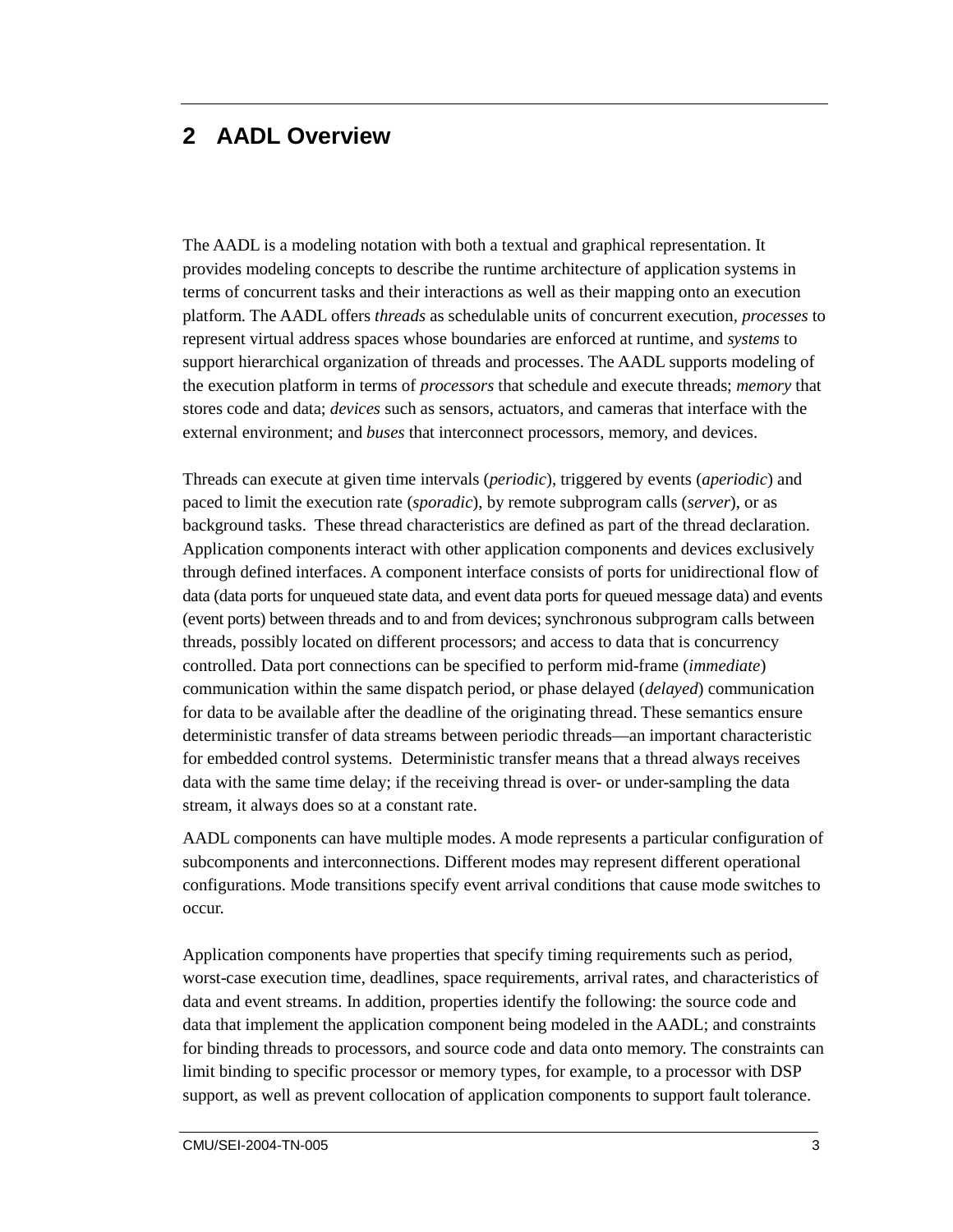# 2 AADL Overview

The AADL is a modeling notation with both a textual and graphical representation. It provides modeling concepts to describe the runtime architecture of application systems in terms of concurrent tasks and their interactions as well as their mapping onto an execution platform. The AADL offers *threads* as schedulable units of concurrent execution, *processes* to represent virtual address spaces whose boundaries are enforced at runtime, and *systems* to support hierarchical organization of threads and processes. The AADL supports modeling of the execution platform in terms of *processors* that schedule and execute threads; *memory* that stores code and data; *devices* such as sensors, actuators, and cameras that interface with the external environment; and *buses* that interconnect processors, memory, and devices.

Threads can execute at given time intervals (*periodic*), triggered by events (*aperiodic*) and paced to limit the execution rate (*sporadic*), by remote subprogram calls (*server*), or as background tasks. These thread characteristics are defined as part of the thread declaration. Application components interact with other application components and devices exclusively through defined interfaces. A component interface consists of ports for unidirectional flow of data (data ports for unqueued state data, and event data ports for queued message data) and events (event ports) between threads and to and from devices; synchronous subprogram calls between threads, possibly located on different processors; and access to data that is concurrency controlled. Data port connections can be specified to perform mid-frame (*immediate*) communication within the same dispatch period, or phase delayed (*delayed*) communication for data to be available after the deadline of the originating thread. These semantics ensure deterministic transfer of data streams between periodic threads—an important characteristic for embedded control systems. Deterministic transfer means that a thread always receives data with the same time delay; if the receiving thread is over- or under-sampling the data stream, it always does so at a constant rate.

AADL components can have multiple modes. A mode represents a particular configuration of subcomponents and interconnections. Different modes may represent different operational configurations. Mode transitions specify event arrival conditions that cause mode switches to occur.

Application components have properties that specify timing requirements such as period, worst-case execution time, deadlines, space requirements, arrival rates, and characteristics of data and event streams. In addition, properties identify the following: the source code and data that implement the application component being modeled in the AADL; and constraints for binding threads to processors, and source code and data onto memory. The constraints can limit binding to specific processor or memory types, for example, to a processor with DSP support, as well as prevent collocation of application components to support fault tolerance.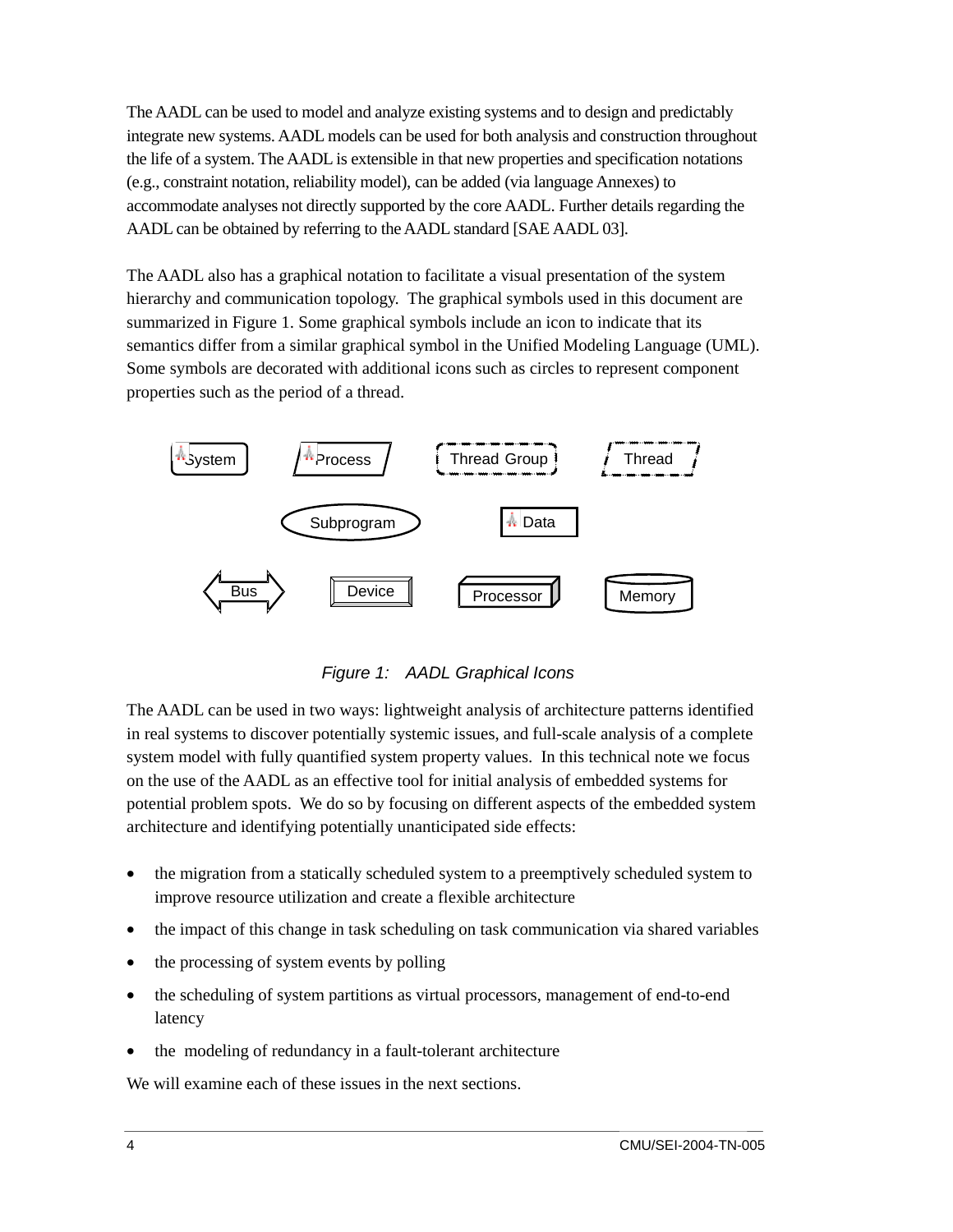The AADL can be used to model and analyze existing systems and to design and predictably integrate new systems. AADL models can be used for both analysis and construction throughout the life of a system. The AADL is extensible in that new properties and specification notations (e.g., constraint notation, reliability model), can be added (via language Annexes) to accommodate analyses not directly supported by the core AADL. Further details regarding the AADL can be obtained by referring to the AADL standard [SAE AADL 03].

The AADL also has a graphical notation to facilitate a visual presentation of the system hierarchy and communication topology. The graphical symbols used in this document are summarized in Figure 1. Some graphical symbols include an icon to indicate that its semantics differ from a similar graphical symbol in the Unified Modeling Language (UML). Some symbols are decorated with additional icons such as circles to represent component properties such as the period of a thread.

System Process Thread Group Thread

Subprogram Data

Bus Device Processor Memory

*Figure 1: AADL Graphical Icons*

The AADL can be used in two ways: lightweight analysis of architecture patterns identified in real systems to discover potentially systemic issues, and full-scale analysis of a complete system model with fully quantified system property values. In this technical note we focus on the use of the AADL as an effective tool for initial analysis of embedded systems for potential problem spots. We do so by focusing on different aspects of the embedded system architecture and identifying potentially unanticipated side effects:

- the migration from a statically scheduled system to a preemptively scheduled system to improve resource utilization and create a flexible architecture
- the impact of this change in task scheduling on task communication via shared variables
- the processing of system events by polling
- the scheduling of system partitions as virtual processors, management of end-to-end latency
- the modeling of redundancy in a fault-tolerant architecture

We will examine each of these issues in the next sections.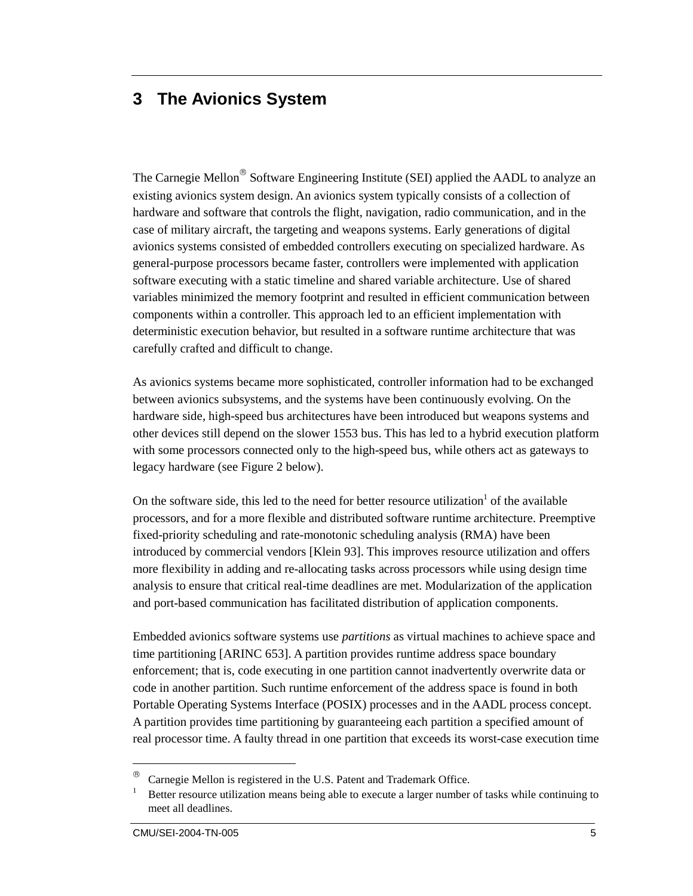# 3 The Avionics System

The Carnegie Mellon® Software Engineering Institute (SEI) applied the AADL to analyze an existing avionics system design. An avionics system typically consists of a collection of hardware and software that controls the flight, navigation, radio communication, and in the case of military aircraft, the targeting and weapons systems. Early generations of digital avionics systems consisted of embedded controllers executing on specialized hardware. As general-purpose processors became faster, controllers were implemented with application software executing with a static timeline and shared variable architecture. Use of shared variables minimized the memory footprint and resulted in efficient communication between components within a controller. This approach led to an efficient implementation with deterministic execution behavior, but resulted in a software runtime architecture that was carefully crafted and difficult to change.

As avionics systems became more sophisticated, controller information had to be exchanged between avionics subsystems, and the systems have been continuously evolving. On the hardware side, high-speed bus architectures have been introduced but weapons systems and other devices still depend on the slower 1553 bus. This has led to a hybrid execution platform with some processors connected only to the high-speed bus, while others act as gateways to legacy hardware (see Figure 2 below).

On the software side, this led to the need for better resource utilization[1] of the available processors, and for a more flexible and distributed software runtime architecture. Preemptive fixed-priority scheduling and rate-monotonic scheduling analysis (RMA) have been introduced by commercial vendors [Klein 93]. This improves resource utilization and offers more flexibility in adding and re-allocating tasks across processors while using design time analysis to ensure that critical real-time deadlines are met. Modularization of the application and port-based communication has facilitated distribution of application components.

Embedded avionics software systems use *partitions* as virtual machines to achieve space and time partitioning [ARINC 653]. A partition provides runtime address space boundary enforcement; that is, code executing in one partition cannot inadvertently overwrite data or code in another partition. Such runtime enforcement of the address space is found in both Portable Operating Systems Interface (POSIX) processes and in the AADL process concept. A partition provides time partitioning by guaranteeing each partition a specified amount of real processor time. A faulty thread in one partition that exceeds its worst-case execution time

---

® Carnegie Mellon is registered in the U.S. Patent and Trademark Office.

[1] Better resource utilization means being able to execute a larger number of tasks while continuing to meet all deadlines.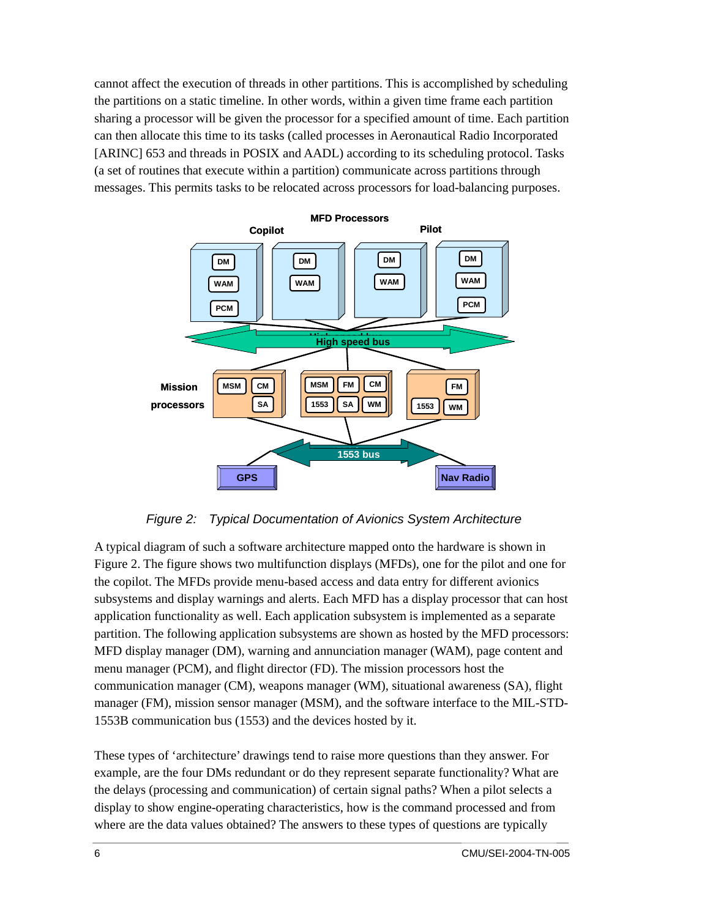cannot affect the execution of threads in other partitions. This is accomplished by scheduling the partitions on a static timeline. In other words, within a given time frame each partition sharing a processor will be given the processor for a specified amount of time. Each partition can then allocate this time to its tasks (called processes in Aeronautical Radio Incorporated [ARINC] 653 and threads in POSIX and AADL) according to its scheduling protocol. Tasks (a set of routines that execute within a partition) communicate across partitions through messages. This permits tasks to be relocated across processors for load-balancing purposes.

*Figure 2: Typical Documentation of Avionics System Architecture*

A typical diagram of such a software architecture mapped onto the hardware is shown in Figure 2. The figure shows two multifunction displays (MFDs), one for the pilot and one for the copilot. The MFDs provide menu-based access and data entry for different avionics subsystems and display warnings and alerts. Each MFD has a display processor that can host application functionality as well. Each application subsystem is implemented as a separate partition. The following application subsystems are shown as hosted by the MFD processors: MFD display manager (DM), warning and annunciation manager (WAM), page content and menu manager (PCM), and flight director (FD). The mission processors host the communication manager (CM), weapons manager (WM), situational awareness (SA), flight manager (FM), mission sensor manager (MSM), and the software interface to the MIL-STD-1553B communication bus (1553) and the devices hosted by it.

These types of 'architecture' drawings tend to raise more questions than they answer. For example, are the four DMs redundant or do they represent separate functionality? What are the delays (processing and communication) of certain signal paths? When a pilot selects a display to show engine-operating characteristics, how is the command processed and from where are the data values obtained? The answers to these types of questions are typically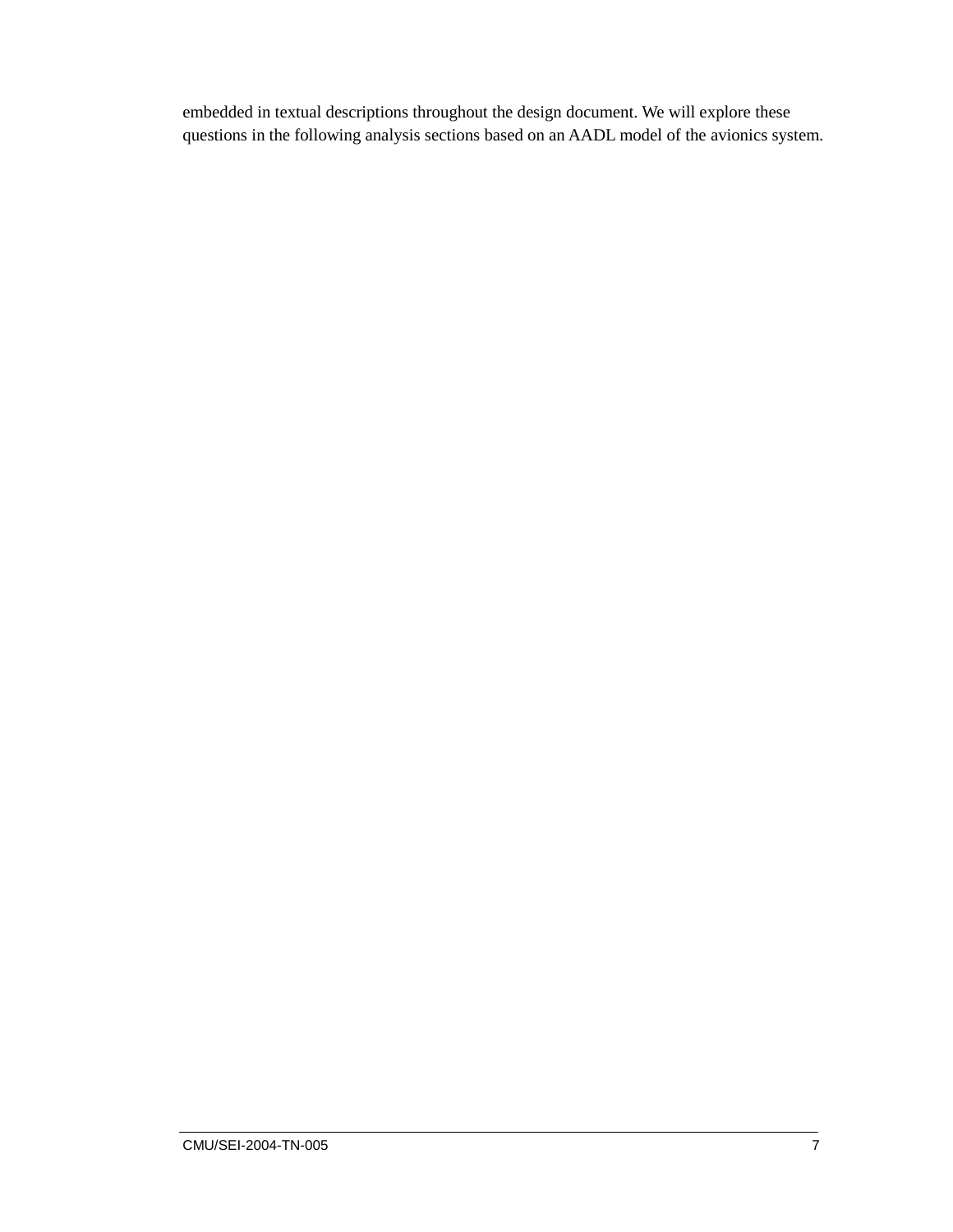embedded in textual descriptions throughout the design document. We will explore these questions in the following analysis sections based on an AADL model of the avionics system.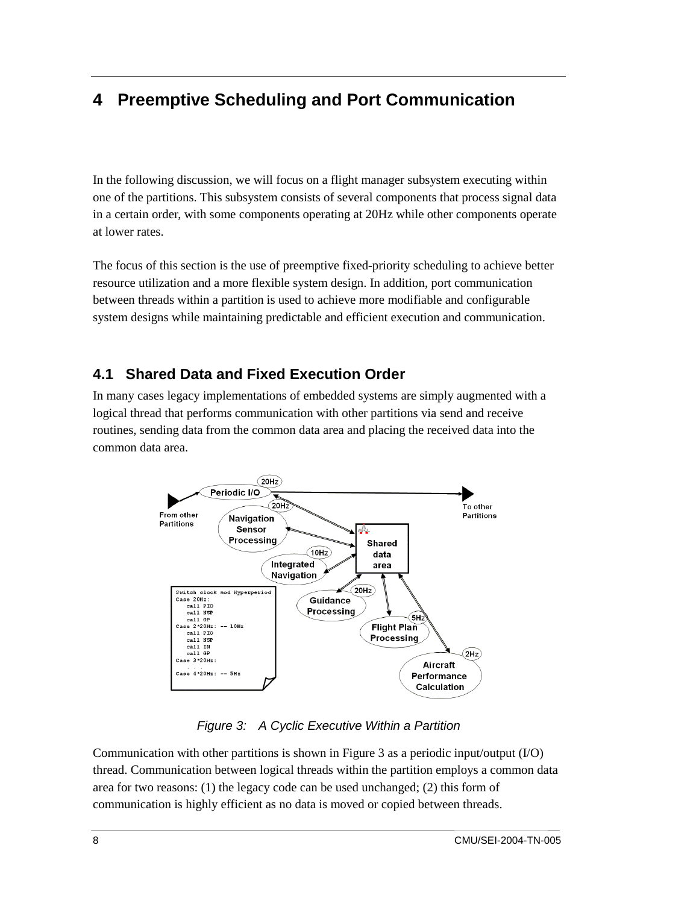# 4 Preemptive Scheduling and Port Communication

In the following discussion, we will focus on a flight manager subsystem executing within one of the partitions. This subsystem consists of several components that process signal data in a certain order, with some components operating at 20Hz while other components operate at lower rates.

The focus of this section is the use of preemptive fixed-priority scheduling to achieve better resource utilization and a more flexible system design. In addition, port communication between threads within a partition is used to achieve more modifiable and configurable system designs while maintaining predictable and efficient execution and communication.

## 4.1 Shared Data and Fixed Execution Order

In many cases legacy implementations of embedded systems are simply augmented with a logical thread that performs communication with other partitions via send and receive routines, sending data from the common data area and placing the received data into the common data area.

*Figure 3: A Cyclic Executive Within a Partition*

Communication with other partitions is shown in Figure 3 as a periodic input/output (I/O) thread. Communication between logical threads within the partition employs a common data area for two reasons: (1) the legacy code can be used unchanged; (2) this form of communication is highly efficient as no data is moved or copied between threads.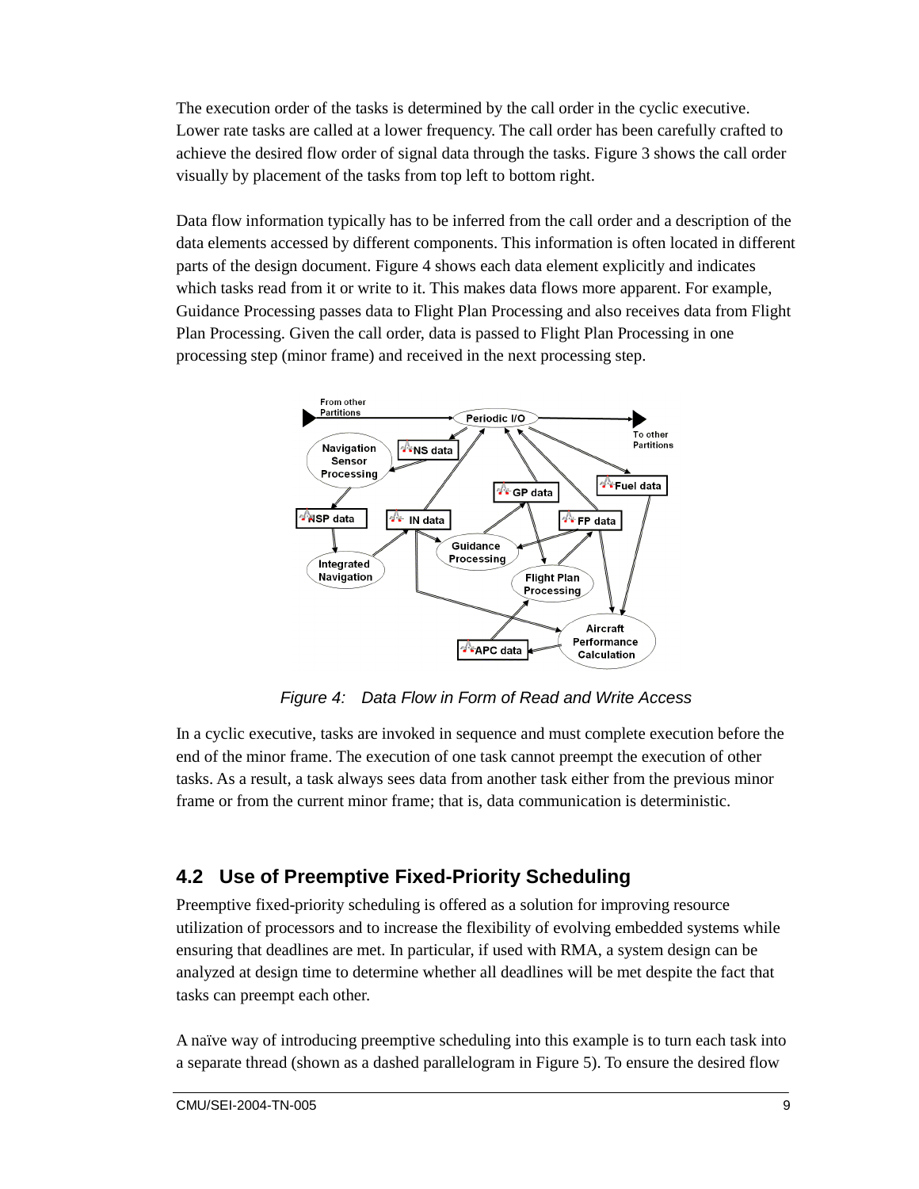The execution order of the tasks is determined by the call order in the cyclic executive. Lower rate tasks are called at a lower frequency. The call order has been carefully crafted to achieve the desired flow order of signal data through the tasks. Figure 3 shows the call order visually by placement of the tasks from top left to bottom right.

Data flow information typically has to be inferred from the call order and a description of the data elements accessed by different components. This information is often located in different parts of the design document. Figure 4 shows each data element explicitly and indicates which tasks read from it or write to it. This makes data flows more apparent. For example, Guidance Processing passes data to Flight Plan Processing and also receives data from Flight Plan Processing. Given the call order, data is passed to Flight Plan Processing in one processing step (minor frame) and received in the next processing step.

*Figure 4: Data Flow in Form of Read and Write Access*

In a cyclic executive, tasks are invoked in sequence and must complete execution before the end of the minor frame. The execution of one task cannot preempt the execution of other tasks. As a result, a task always sees data from another task either from the previous minor frame or from the current minor frame; that is, data communication is deterministic.

## 4.2 Use of Preemptive Fixed-Priority Scheduling

Preemptive fixed-priority scheduling is offered as a solution for improving resource utilization of processors and to increase the flexibility of evolving embedded systems while ensuring that deadlines are met. In particular, if used with RMA, a system design can be analyzed at design time to determine whether all deadlines will be met despite the fact that tasks can preempt each other.

A naïve way of introducing preemptive scheduling into this example is to turn each task into a separate thread (shown as a dashed parallelogram in Figure 5). To ensure the desired flow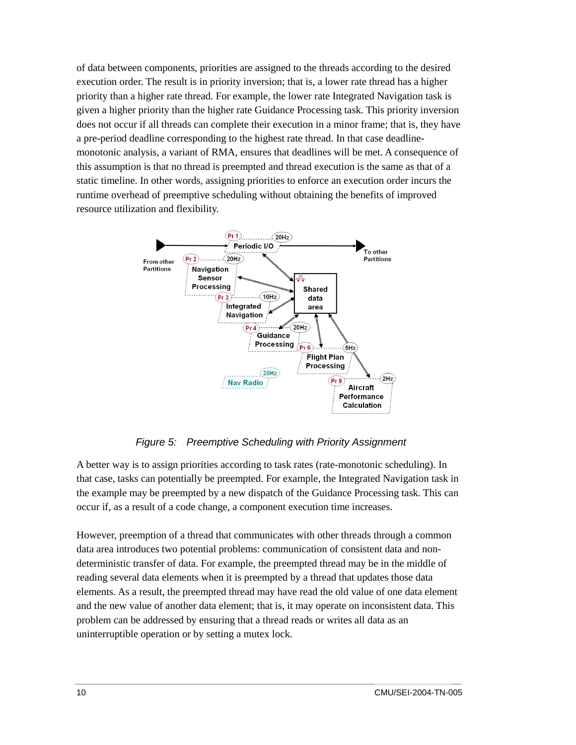of data between components, priorities are assigned to the threads according to the desired execution order. The result is in priority inversion; that is, a lower rate thread has a higher priority than a higher rate thread. For example, the lower rate Integrated Navigation task is given a higher priority than the higher rate Guidance Processing task. This priority inversion does not occur if all threads can complete their execution in a minor frame; that is, they have a pre-period deadline corresponding to the highest rate thread. In that case deadline-monotonic analysis, a variant of RMA, ensures that deadlines will be met. A consequence of this assumption is that no thread is preempted and thread execution is the same as that of a static timeline. In other words, assigning priorities to enforce an execution order incurs the runtime overhead of preemptive scheduling without obtaining the benefits of improved resource utilization and flexibility.

*Figure 5: Preemptive Scheduling with Priority Assignment*

A better way is to assign priorities according to task rates (rate-monotonic scheduling). In that case, tasks can potentially be preempted. For example, the Integrated Navigation task in the example may be preempted by a new dispatch of the Guidance Processing task. This can occur if, as a result of a code change, a component execution time increases.

However, preemption of a thread that communicates with other threads through a common data area introduces two potential problems: communication of consistent data and non-deterministic transfer of data. For example, the preempted thread may be in the middle of reading several data elements when it is preempted by a thread that updates those data elements. As a result, the preempted thread may have read the old value of one data element and the new value of another data element; that is, it may operate on inconsistent data. This problem can be addressed by ensuring that a thread reads or writes all data as an uninterruptible operation or by setting a mutex lock.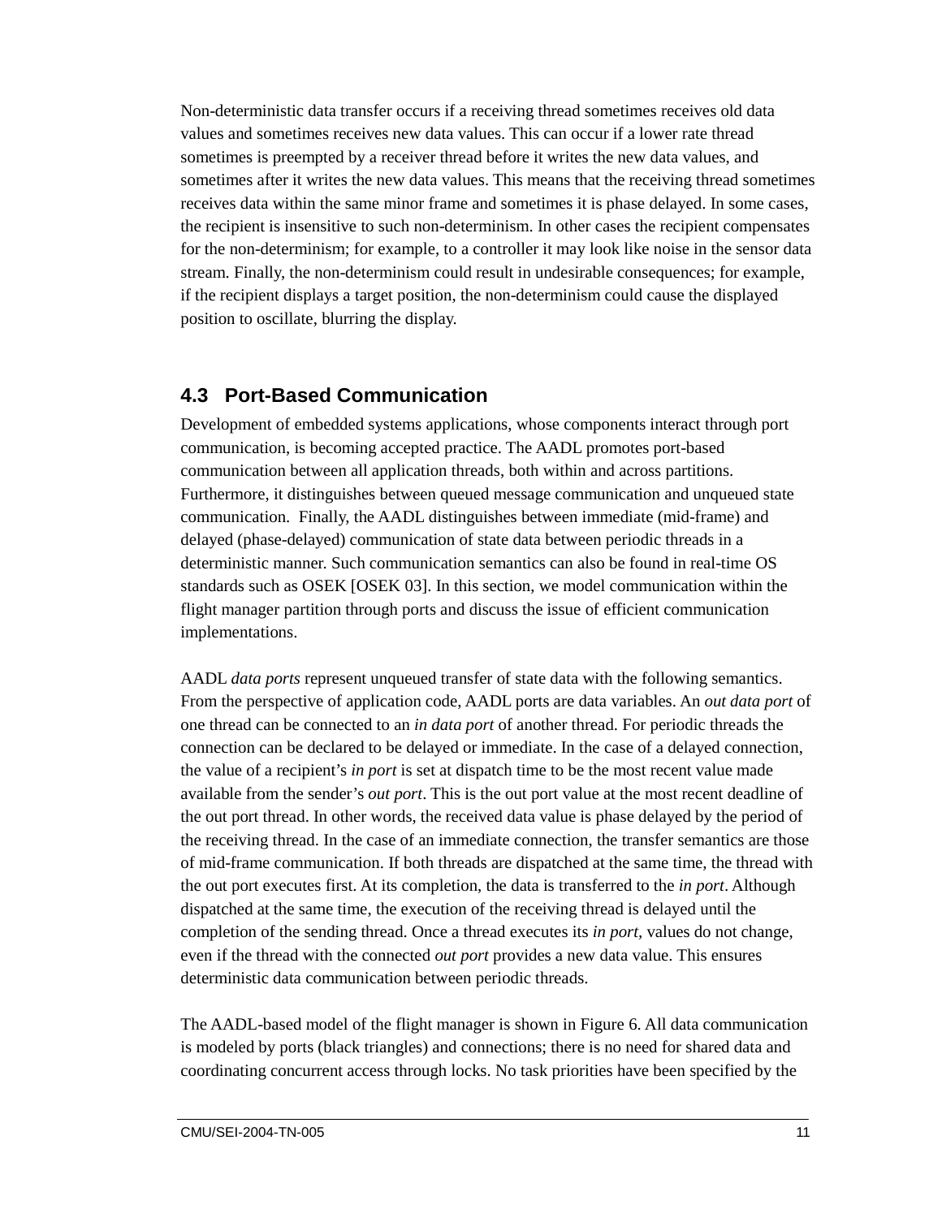Non-deterministic data transfer occurs if a receiving thread sometimes receives old data values and sometimes receives new data values. This can occur if a lower rate thread sometimes is preempted by a receiver thread before it writes the new data values, and sometimes after it writes the new data values. This means that the receiving thread sometimes receives data within the same minor frame and sometimes it is phase delayed. In some cases, the recipient is insensitive to such non-determinism. In other cases the recipient compensates for the non-determinism; for example, to a controller it may look like noise in the sensor data stream. Finally, the non-determinism could result in undesirable consequences; for example, if the recipient displays a target position, the non-determinism could cause the displayed position to oscillate, blurring the display.

## 4.3 Port-Based Communication

Development of embedded systems applications, whose components interact through port communication, is becoming accepted practice. The AADL promotes port-based communication between all application threads, both within and across partitions. Furthermore, it distinguishes between queued message communication and unqueued state communication. Finally, the AADL distinguishes between immediate (mid-frame) and delayed (phase-delayed) communication of state data between periodic threads in a deterministic manner. Such communication semantics can also be found in real-time OS standards such as OSEK [OSEK 03]. In this section, we model communication within the flight manager partition through ports and discuss the issue of efficient communication implementations.

AADL *data ports* represent unqueued transfer of state data with the following semantics. From the perspective of application code, AADL ports are data variables. An *out data port* of one thread can be connected to an *in data port* of another thread. For periodic threads the connection can be declared to be delayed or immediate. In the case of a delayed connection, the value of a recipient's *in port* is set at dispatch time to be the most recent value made available from the sender's *out port*. This is the out port value at the most recent deadline of the out port thread. In other words, the received data value is phase delayed by the period of the receiving thread. In the case of an immediate connection, the transfer semantics are those of mid-frame communication. If both threads are dispatched at the same time, the thread with the out port executes first. At its completion, the data is transferred to the *in port*. Although dispatched at the same time, the execution of the receiving thread is delayed until the completion of the sending thread. Once a thread executes its *in port,* values do not change, even if the thread with the connected *out port* provides a new data value. This ensures deterministic data communication between periodic threads.

The AADL-based model of the flight manager is shown in Figure 6. All data communication is modeled by ports (black triangles) and connections; there is no need for shared data and coordinating concurrent access through locks. No task priorities have been specified by the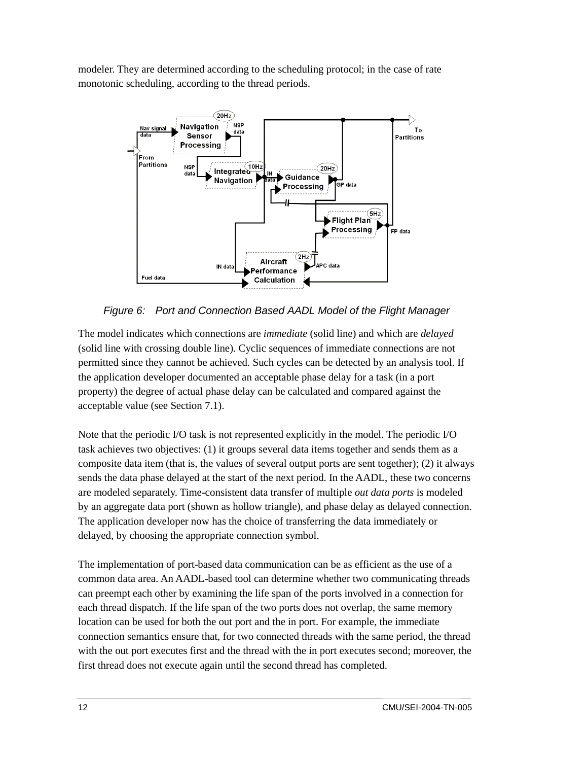modeler. They are determined according to the scheduling protocol; in the case of rate monotonic scheduling, according to the thread periods.

*Figure 6: Port and Connection Based AADL Model of the Flight Manager*

The model indicates which connections are *immediate* (solid line) and which are *delayed* (solid line with crossing double line). Cyclic sequences of immediate connections are not permitted since they cannot be achieved. Such cycles can be detected by an analysis tool. If the application developer documented an acceptable phase delay for a task (in a port property) the degree of actual phase delay can be calculated and compared against the acceptable value (see Section 7.1).

Note that the periodic I/O task is not represented explicitly in the model. The periodic I/O task achieves two objectives: (1) it groups several data items together and sends them as a composite data item (that is, the values of several output ports are sent together); (2) it always sends the data phase delayed at the start of the next period. In the AADL, these two concerns are modeled separately. Time-consistent data transfer of multiple *out data ports* is modeled by an aggregate data port (shown as hollow triangle), and phase delay as delayed connection. The application developer now has the choice of transferring the data immediately or delayed, by choosing the appropriate connection symbol.

The implementation of port-based data communication can be as efficient as the use of a common data area. An AADL-based tool can determine whether two communicating threads can preempt each other by examining the life span of the ports involved in a connection for each thread dispatch. If the life span of the two ports does not overlap, the same memory location can be used for both the out port and the in port. For example, the immediate connection semantics ensure that, for two connected threads with the same period, the thread with the out port executes first and the thread with the in port executes second; moreover, the first thread does not execute again until the second thread has completed.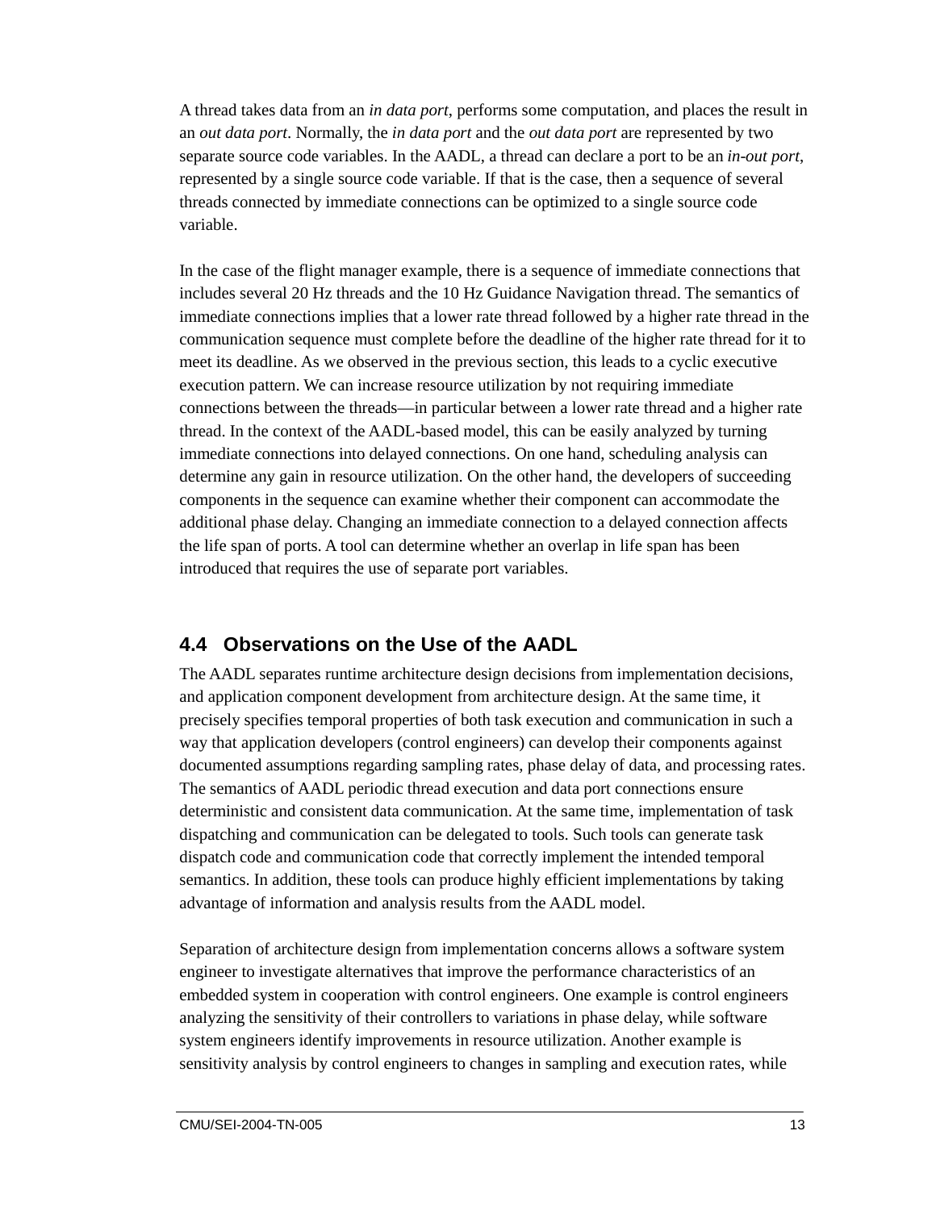A thread takes data from an *in data port*, performs some computation, and places the result in an *out data port*. Normally, the *in data port* and the *out data port* are represented by two separate source code variables. In the AADL, a thread can declare a port to be an *in-out port*, represented by a single source code variable. If that is the case, then a sequence of several threads connected by immediate connections can be optimized to a single source code variable.

In the case of the flight manager example, there is a sequence of immediate connections that includes several 20 Hz threads and the 10 Hz Guidance Navigation thread. The semantics of immediate connections implies that a lower rate thread followed by a higher rate thread in the communication sequence must complete before the deadline of the higher rate thread for it to meet its deadline. As we observed in the previous section, this leads to a cyclic executive execution pattern. We can increase resource utilization by not requiring immediate connections between the threads—in particular between a lower rate thread and a higher rate thread. In the context of the AADL-based model, this can be easily analyzed by turning immediate connections into delayed connections. On one hand, scheduling analysis can determine any gain in resource utilization. On the other hand, the developers of succeeding components in the sequence can examine whether their component can accommodate the additional phase delay. Changing an immediate connection to a delayed connection affects the life span of ports. A tool can determine whether an overlap in life span has been introduced that requires the use of separate port variables.

## 4.4 Observations on the Use of the AADL

The AADL separates runtime architecture design decisions from implementation decisions, and application component development from architecture design. At the same time, it precisely specifies temporal properties of both task execution and communication in such a way that application developers (control engineers) can develop their components against documented assumptions regarding sampling rates, phase delay of data, and processing rates. The semantics of AADL periodic thread execution and data port connections ensure deterministic and consistent data communication. At the same time, implementation of task dispatching and communication can be delegated to tools. Such tools can generate task dispatch code and communication code that correctly implement the intended temporal semantics. In addition, these tools can produce highly efficient implementations by taking advantage of information and analysis results from the AADL model.

Separation of architecture design from implementation concerns allows a software system engineer to investigate alternatives that improve the performance characteristics of an embedded system in cooperation with control engineers. One example is control engineers analyzing the sensitivity of their controllers to variations in phase delay, while software system engineers identify improvements in resource utilization. Another example is sensitivity analysis by control engineers to changes in sampling and execution rates, while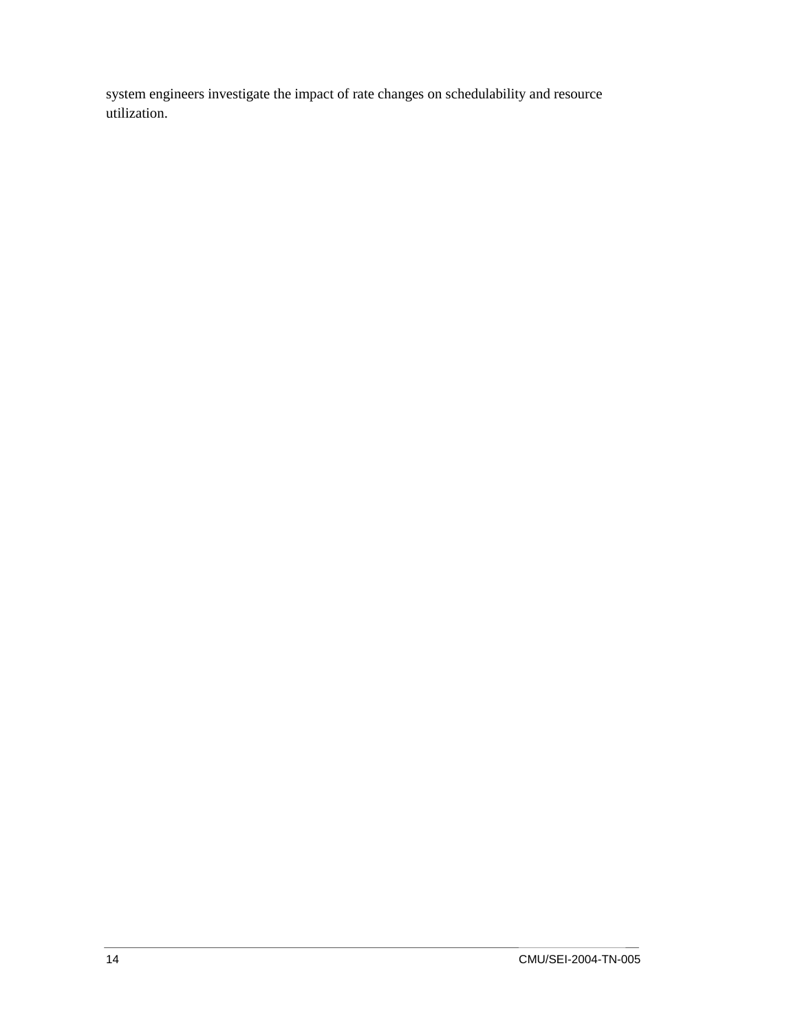system engineers investigate the impact of rate changes on schedulability and resource utilization.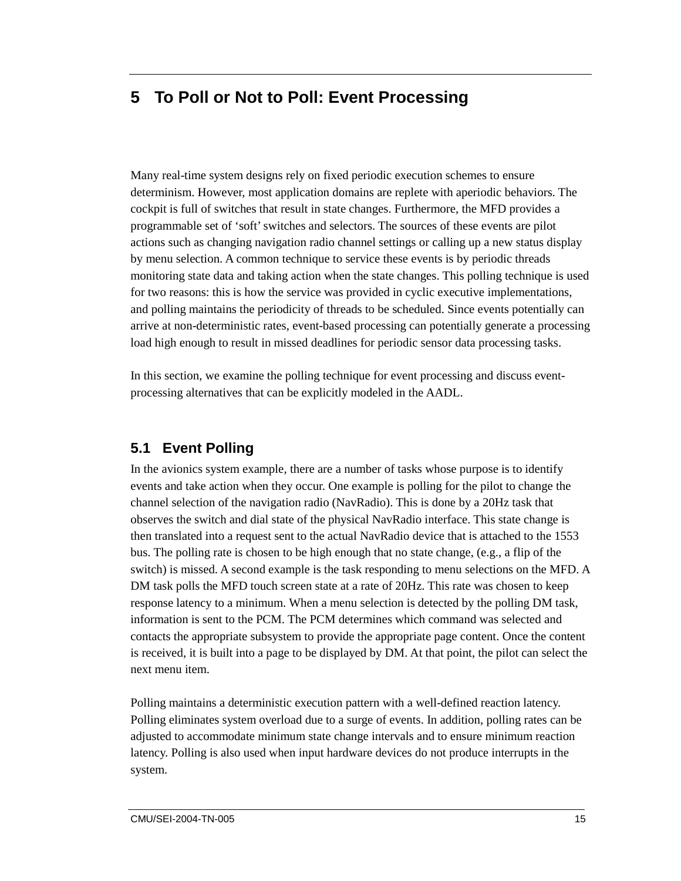# 5 To Poll or Not to Poll: Event Processing

Many real-time system designs rely on fixed periodic execution schemes to ensure determinism. However, most application domains are replete with aperiodic behaviors. The cockpit is full of switches that result in state changes. Furthermore, the MFD provides a programmable set of 'soft' switches and selectors. The sources of these events are pilot actions such as changing navigation radio channel settings or calling up a new status display by menu selection. A common technique to service these events is by periodic threads monitoring state data and taking action when the state changes. This polling technique is used for two reasons: this is how the service was provided in cyclic executive implementations, and polling maintains the periodicity of threads to be scheduled. Since events potentially can arrive at non-deterministic rates, event-based processing can potentially generate a processing load high enough to result in missed deadlines for periodic sensor data processing tasks.

In this section, we examine the polling technique for event processing and discuss event-processing alternatives that can be explicitly modeled in the AADL.

## 5.1 Event Polling

In the avionics system example, there are a number of tasks whose purpose is to identify events and take action when they occur. One example is polling for the pilot to change the channel selection of the navigation radio (NavRadio). This is done by a 20Hz task that observes the switch and dial state of the physical NavRadio interface. This state change is then translated into a request sent to the actual NavRadio device that is attached to the 1553 bus. The polling rate is chosen to be high enough that no state change, (e.g., a flip of the switch) is missed. A second example is the task responding to menu selections on the MFD. A DM task polls the MFD touch screen state at a rate of 20Hz. This rate was chosen to keep response latency to a minimum. When a menu selection is detected by the polling DM task, information is sent to the PCM. The PCM determines which command was selected and contacts the appropriate subsystem to provide the appropriate page content. Once the content is received, it is built into a page to be displayed by DM. At that point, the pilot can select the next menu item.

Polling maintains a deterministic execution pattern with a well-defined reaction latency. Polling eliminates system overload due to a surge of events. In addition, polling rates can be adjusted to accommodate minimum state change intervals and to ensure minimum reaction latency. Polling is also used when input hardware devices do not produce interrupts in the system.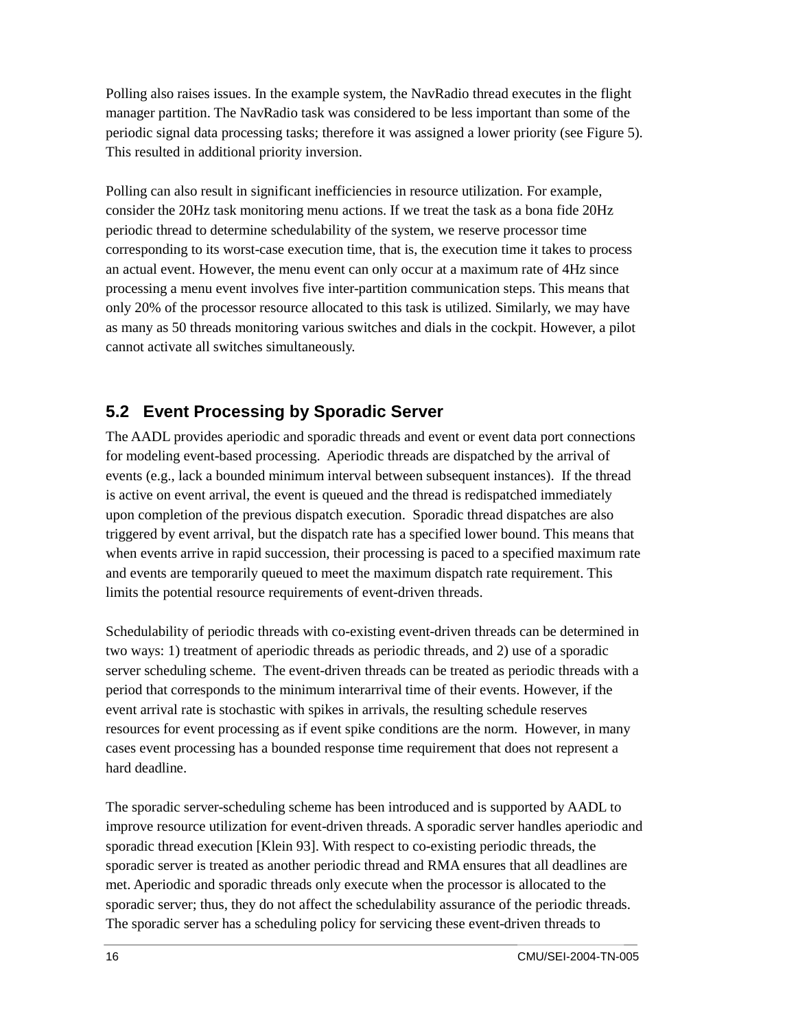Polling also raises issues. In the example system, the NavRadio thread executes in the flight manager partition. The NavRadio task was considered to be less important than some of the periodic signal data processing tasks; therefore it was assigned a lower priority (see Figure 5). This resulted in additional priority inversion.

Polling can also result in significant inefficiencies in resource utilization. For example, consider the 20Hz task monitoring menu actions. If we treat the task as a bona fide 20Hz periodic thread to determine schedulability of the system, we reserve processor time corresponding to its worst-case execution time, that is, the execution time it takes to process an actual event. However, the menu event can only occur at a maximum rate of 4Hz since processing a menu event involves five inter-partition communication steps. This means that only 20% of the processor resource allocated to this task is utilized. Similarly, we may have as many as 50 threads monitoring various switches and dials in the cockpit. However, a pilot cannot activate all switches simultaneously.

## 5.2 Event Processing by Sporadic Server

The AADL provides aperiodic and sporadic threads and event or event data port connections for modeling event-based processing. Aperiodic threads are dispatched by the arrival of events (e.g., lack a bounded minimum interval between subsequent instances). If the thread is active on event arrival, the event is queued and the thread is redispatched immediately upon completion of the previous dispatch execution. Sporadic thread dispatches are also triggered by event arrival, but the dispatch rate has a specified lower bound. This means that when events arrive in rapid succession, their processing is paced to a specified maximum rate and events are temporarily queued to meet the maximum dispatch rate requirement. This limits the potential resource requirements of event-driven threads.

Schedulability of periodic threads with co-existing event-driven threads can be determined in two ways: 1) treatment of aperiodic threads as periodic threads, and 2) use of a sporadic server scheduling scheme. The event-driven threads can be treated as periodic threads with a period that corresponds to the minimum interarrival time of their events. However, if the event arrival rate is stochastic with spikes in arrivals, the resulting schedule reserves resources for event processing as if event spike conditions are the norm. However, in many cases event processing has a bounded response time requirement that does not represent a hard deadline.

The sporadic server-scheduling scheme has been introduced and is supported by AADL to improve resource utilization for event-driven threads. A sporadic server handles aperiodic and sporadic thread execution [Klein 93]. With respect to co-existing periodic threads, the sporadic server is treated as another periodic thread and RMA ensures that all deadlines are met. Aperiodic and sporadic threads only execute when the processor is allocated to the sporadic server; thus, they do not affect the schedulability assurance of the periodic threads. The sporadic server has a scheduling policy for servicing these event-driven threads to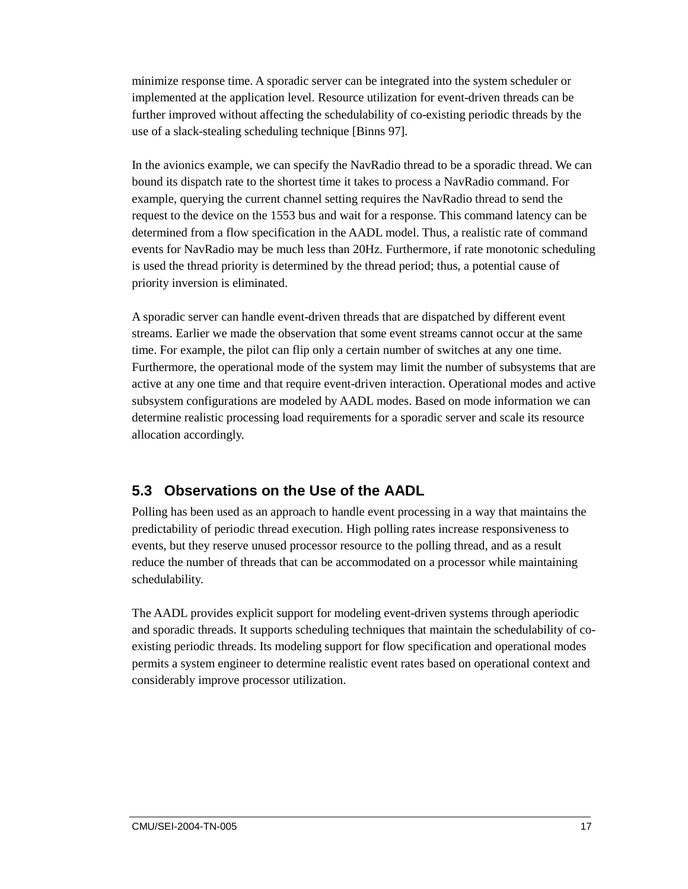minimize response time. A sporadic server can be integrated into the system scheduler or implemented at the application level. Resource utilization for event-driven threads can be further improved without affecting the schedulability of co-existing periodic threads by the use of a slack-stealing scheduling technique [Binns 97].

In the avionics example, we can specify the NavRadio thread to be a sporadic thread. We can bound its dispatch rate to the shortest time it takes to process a NavRadio command. For example, querying the current channel setting requires the NavRadio thread to send the request to the device on the 1553 bus and wait for a response. This command latency can be determined from a flow specification in the AADL model. Thus, a realistic rate of command events for NavRadio may be much less than 20Hz. Furthermore, if rate monotonic scheduling is used the thread priority is determined by the thread period; thus, a potential cause of priority inversion is eliminated.

A sporadic server can handle event-driven threads that are dispatched by different event streams. Earlier we made the observation that some event streams cannot occur at the same time. For example, the pilot can flip only a certain number of switches at any one time. Furthermore, the operational mode of the system may limit the number of subsystems that are active at any one time and that require event-driven interaction. Operational modes and active subsystem configurations are modeled by AADL modes. Based on mode information we can determine realistic processing load requirements for a sporadic server and scale its resource allocation accordingly.

## 5.3 Observations on the Use of the AADL

Polling has been used as an approach to handle event processing in a way that maintains the predictability of periodic thread execution. High polling rates increase responsiveness to events, but they reserve unused processor resource to the polling thread, and as a result reduce the number of threads that can be accommodated on a processor while maintaining schedulability.

The AADL provides explicit support for modeling event-driven systems through aperiodic and sporadic threads. It supports scheduling techniques that maintain the schedulability of co-existing periodic threads. Its modeling support for flow specification and operational modes permits a system engineer to determine realistic event rates based on operational context and considerably improve processor utilization.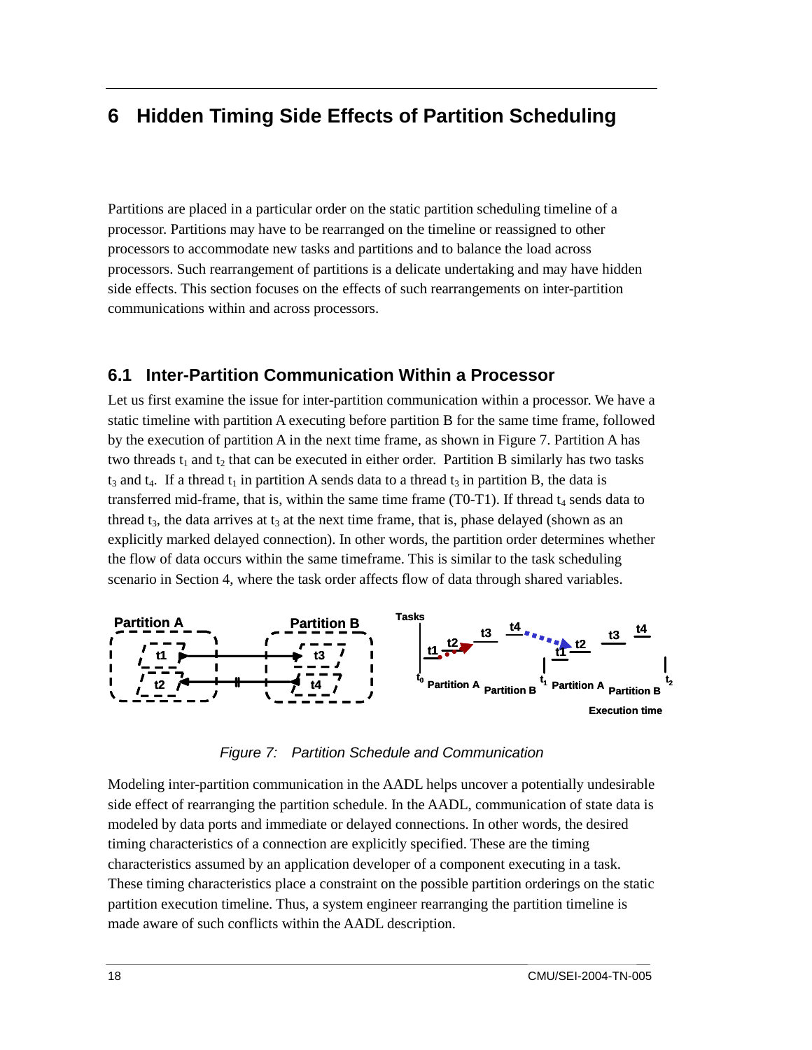# 6 Hidden Timing Side Effects of Partition Scheduling

Partitions are placed in a particular order on the static partition scheduling timeline of a processor. Partitions may have to be rearranged on the timeline or reassigned to other processors to accommodate new tasks and partitions and to balance the load across processors. Such rearrangement of partitions is a delicate undertaking and may have hidden side effects. This section focuses on the effects of such rearrangements on inter-partition communications within and across processors.

## 6.1 Inter-Partition Communication Within a Processor

Let us first examine the issue for inter-partition communication within a processor. We have a static timeline with partition A executing before partition B for the same time frame, followed by the execution of partition A in the next time frame, as shown in Figure 7. Partition A has two threads $t_1$ and $t_2$ that can be executed in either order. Partition B similarly has two tasks $t_3$ and $t_4$. If a thread $t_1$ in partition A sends data to a thread $t_3$ in partition B, the data is transferred mid-frame, that is, within the same time frame (T0-T1). If thread $t_4$ sends data to thread $t_3$, the data arrives at $t_3$ at the next time frame, that is, phase delayed (shown as an explicitly marked delayed connection). In other words, the partition order determines whether the flow of data occurs within the same timeframe. This is similar to the task scheduling scenario in Section 4, where the task order affects flow of data through shared variables.

*Figure 7: Partition Schedule and Communication*

Modeling inter-partition communication in the AADL helps uncover a potentially undesirable side effect of rearranging the partition schedule. In the AADL, communication of state data is modeled by data ports and immediate or delayed connections. In other words, the desired timing characteristics of a connection are explicitly specified. These are the timing characteristics assumed by an application developer of a component executing in a task. These timing characteristics place a constraint on the possible partition orderings on the static partition execution timeline. Thus, a system engineer rearranging the partition timeline is made aware of such conflicts within the AADL description.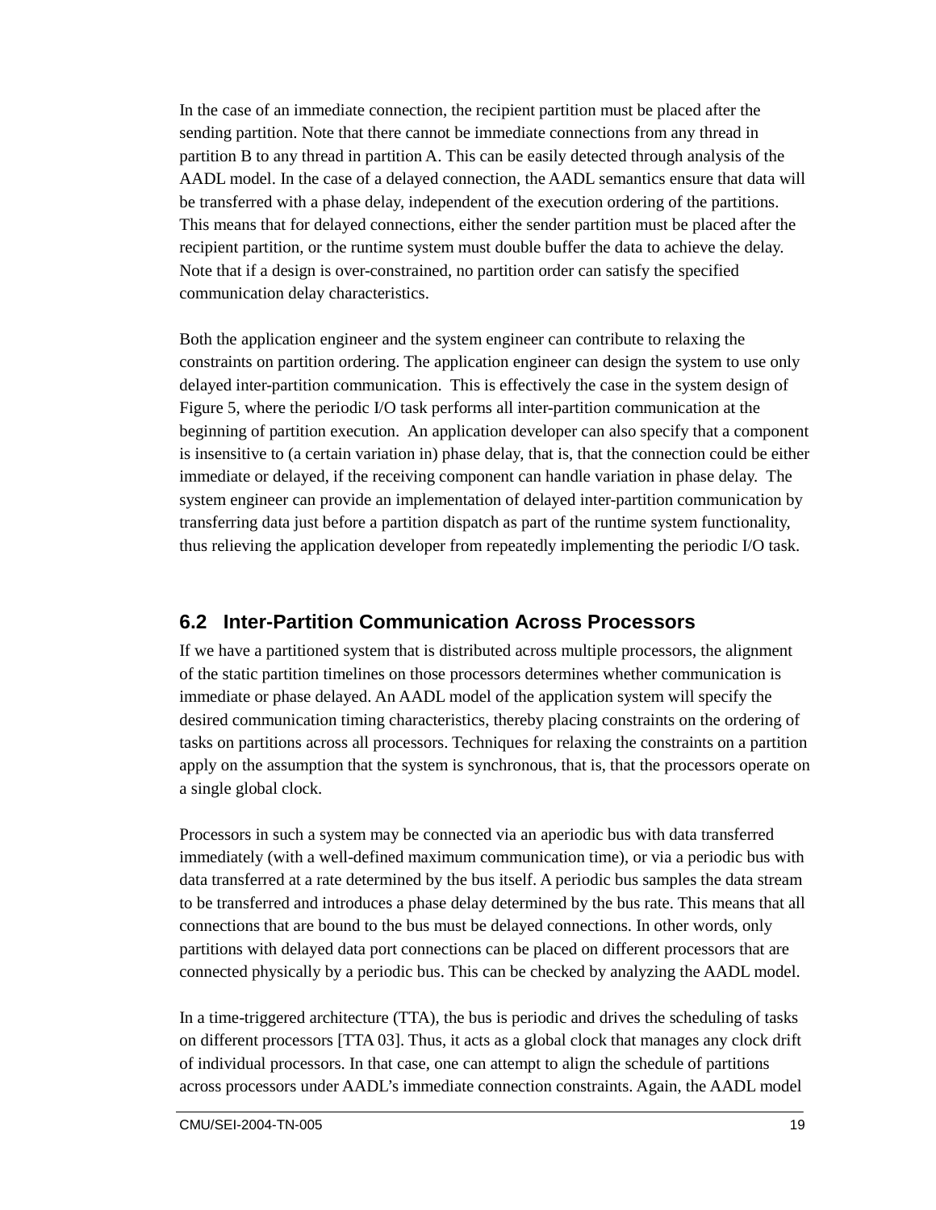In the case of an immediate connection, the recipient partition must be placed after the sending partition. Note that there cannot be immediate connections from any thread in partition B to any thread in partition A. This can be easily detected through analysis of the AADL model. In the case of a delayed connection, the AADL semantics ensure that data will be transferred with a phase delay, independent of the execution ordering of the partitions. This means that for delayed connections, either the sender partition must be placed after the recipient partition, or the runtime system must double buffer the data to achieve the delay. Note that if a design is over-constrained, no partition order can satisfy the specified communication delay characteristics.

Both the application engineer and the system engineer can contribute to relaxing the constraints on partition ordering. The application engineer can design the system to use only delayed inter-partition communication. This is effectively the case in the system design of Figure 5, where the periodic I/O task performs all inter-partition communication at the beginning of partition execution. An application developer can also specify that a component is insensitive to (a certain variation in) phase delay, that is, that the connection could be either immediate or delayed, if the receiving component can handle variation in phase delay. The system engineer can provide an implementation of delayed inter-partition communication by transferring data just before a partition dispatch as part of the runtime system functionality, thus relieving the application developer from repeatedly implementing the periodic I/O task.

## 6.2 Inter-Partition Communication Across Processors

If we have a partitioned system that is distributed across multiple processors, the alignment of the static partition timelines on those processors determines whether communication is immediate or phase delayed. An AADL model of the application system will specify the desired communication timing characteristics, thereby placing constraints on the ordering of tasks on partitions across all processors. Techniques for relaxing the constraints on a partition apply on the assumption that the system is synchronous, that is, that the processors operate on a single global clock.

Processors in such a system may be connected via an aperiodic bus with data transferred immediately (with a well-defined maximum communication time), or via a periodic bus with data transferred at a rate determined by the bus itself. A periodic bus samples the data stream to be transferred and introduces a phase delay determined by the bus rate. This means that all connections that are bound to the bus must be delayed connections. In other words, only partitions with delayed data port connections can be placed on different processors that are connected physically by a periodic bus. This can be checked by analyzing the AADL model.

In a time-triggered architecture (TTA), the bus is periodic and drives the scheduling of tasks on different processors [TTA 03]. Thus, it acts as a global clock that manages any clock drift of individual processors. In that case, one can attempt to align the schedule of partitions across processors under AADL's immediate connection constraints. Again, the AADL model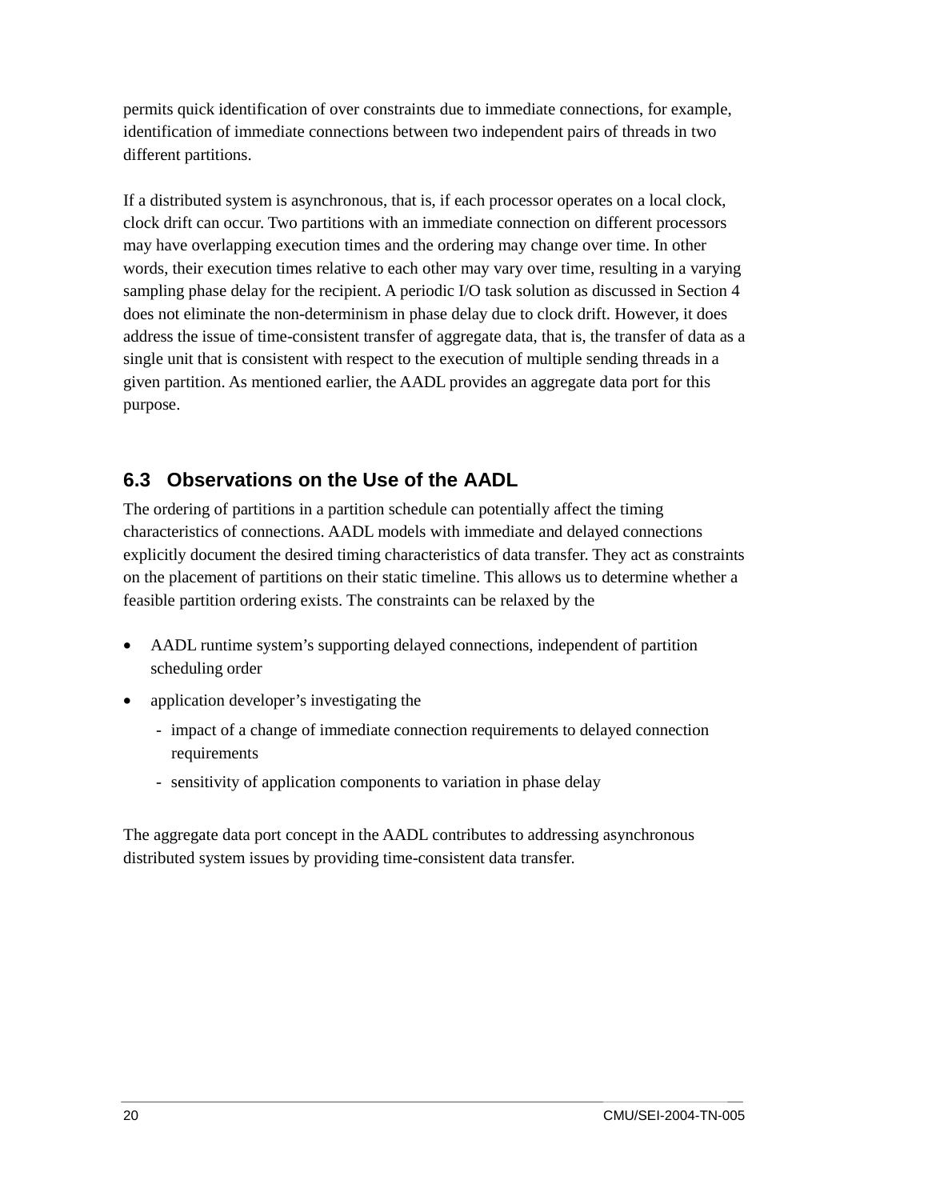permits quick identification of over constraints due to immediate connections, for example, identification of immediate connections between two independent pairs of threads in two different partitions.

If a distributed system is asynchronous, that is, if each processor operates on a local clock, clock drift can occur. Two partitions with an immediate connection on different processors may have overlapping execution times and the ordering may change over time. In other words, their execution times relative to each other may vary over time, resulting in a varying sampling phase delay for the recipient. A periodic I/O task solution as discussed in Section 4 does not eliminate the non-determinism in phase delay due to clock drift. However, it does address the issue of time-consistent transfer of aggregate data, that is, the transfer of data as a single unit that is consistent with respect to the execution of multiple sending threads in a given partition. As mentioned earlier, the AADL provides an aggregate data port for this purpose.

## 6.3 Observations on the Use of the AADL

The ordering of partitions in a partition schedule can potentially affect the timing characteristics of connections. AADL models with immediate and delayed connections explicitly document the desired timing characteristics of data transfer. They act as constraints on the placement of partitions on their static timeline. This allows us to determine whether a feasible partition ordering exists. The constraints can be relaxed by the

- AADL runtime system's supporting delayed connections, independent of partition scheduling order
- application developer's investigating the
  - impact of a change of immediate connection requirements to delayed connection requirements
  - sensitivity of application components to variation in phase delay

The aggregate data port concept in the AADL contributes to addressing asynchronous distributed system issues by providing time-consistent data transfer.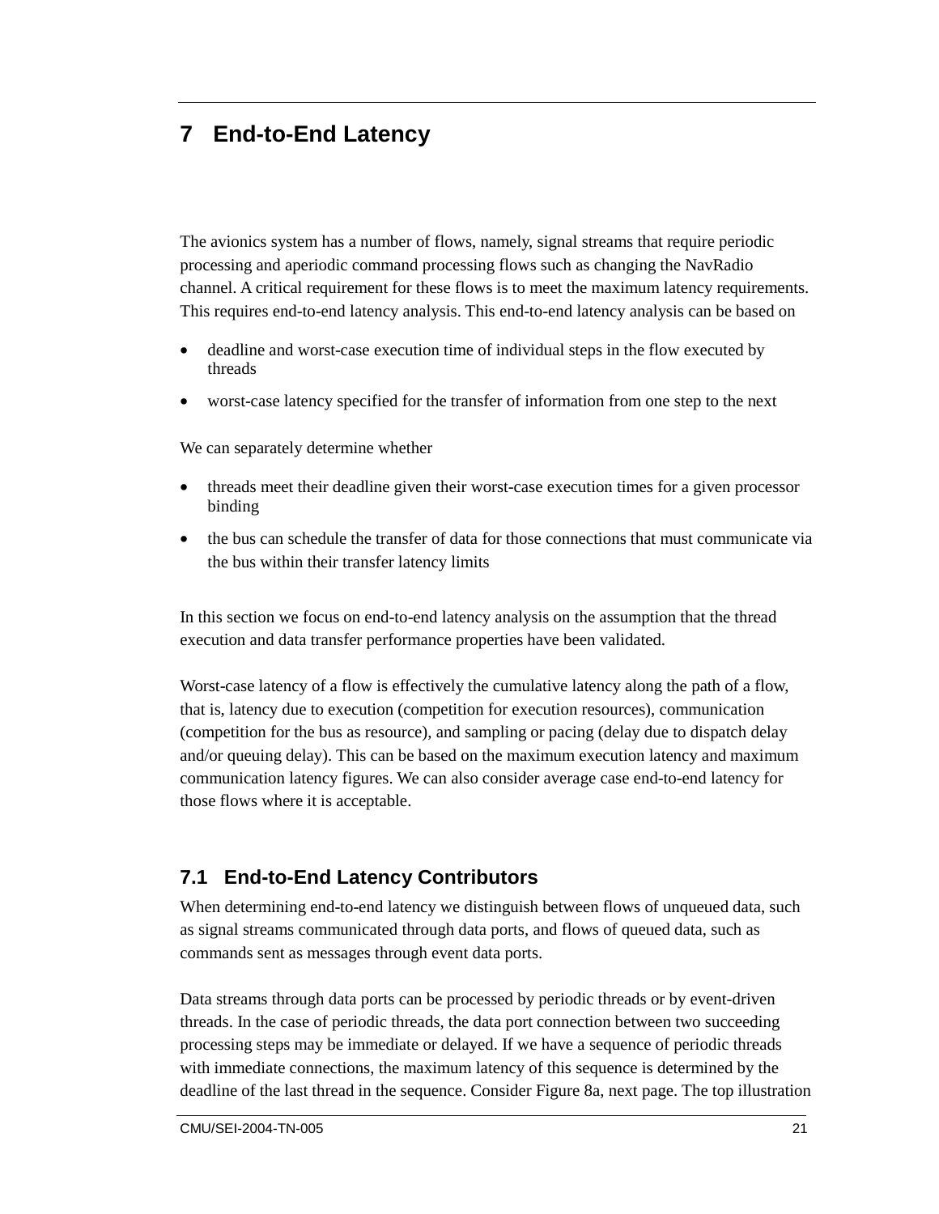# 7 End-to-End Latency

The avionics system has a number of flows, namely, signal streams that require periodic processing and aperiodic command processing flows such as changing the NavRadio channel. A critical requirement for these flows is to meet the maximum latency requirements. This requires end-to-end latency analysis. This end-to-end latency analysis can be based on

- deadline and worst-case execution time of individual steps in the flow executed by threads
- worst-case latency specified for the transfer of information from one step to the next

We can separately determine whether

- threads meet their deadline given their worst-case execution times for a given processor binding
- the bus can schedule the transfer of data for those connections that must communicate via the bus within their transfer latency limits

In this section we focus on end-to-end latency analysis on the assumption that the thread execution and data transfer performance properties have been validated.

Worst-case latency of a flow is effectively the cumulative latency along the path of a flow, that is, latency due to execution (competition for execution resources), communication (competition for the bus as resource), and sampling or pacing (delay due to dispatch delay and/or queuing delay). This can be based on the maximum execution latency and maximum communication latency figures. We can also consider average case end-to-end latency for those flows where it is acceptable.

## 7.1 End-to-End Latency Contributors

When determining end-to-end latency we distinguish between flows of unqueued data, such as signal streams communicated through data ports, and flows of queued data, such as commands sent as messages through event data ports.

Data streams through data ports can be processed by periodic threads or by event-driven threads. In the case of periodic threads, the data port connection between two succeeding processing steps may be immediate or delayed. If we have a sequence of periodic threads with immediate connections, the maximum latency of this sequence is determined by the deadline of the last thread in the sequence. Consider Figure 8a, next page. The top illustration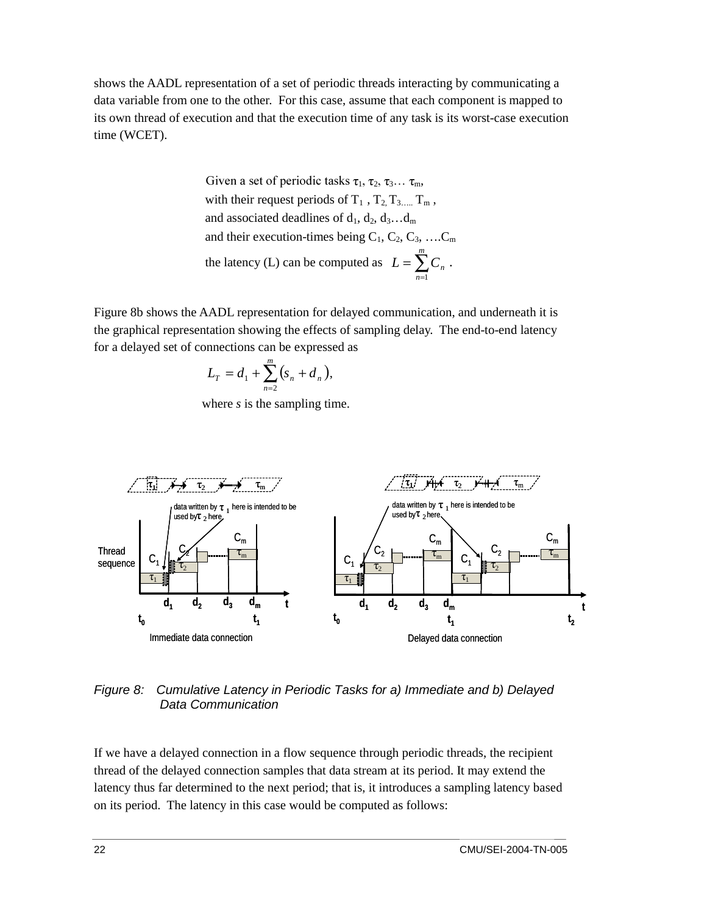shows the AADL representation of a set of periodic threads interacting by communicating a data variable from one to the other. For this case, assume that each component is mapped to its own thread of execution and that the execution time of any task is its worst-case execution time (WCET).

> Given a set of periodic tasks $\tau_1, \tau_2, \tau_3 \ldots \tau_m$,
> with their request periods of $T_1$, $T_2$, $T_3$..... $T_m$,
> and associated deadlines of $d_1, d_2, d_3 \ldots d_m$
> and their execution-times being $C_1, C_2, C_3, \ldots C_m$
> the latency (L) can be computed as $L = \sum_{n=1}^{m} C_n$ .

Figure 8b shows the AADL representation for delayed communication, and underneath it is the graphical representation showing the effects of sampling delay. The end-to-end latency for a delayed set of connections can be expressed as

$$L_T = d_1 + \sum_{n=2}^{m} (s_n + d_n),$$

where *s* is the sampling time.

*Figure 8: Cumulative Latency in Periodic Tasks for a) Immediate and b) Delayed Data Communication*

If we have a delayed connection in a flow sequence through periodic threads, the recipient thread of the delayed connection samples that data stream at its period. It may extend the latency thus far determined to the next period; that is, it introduces a sampling latency based on its period. The latency in this case would be computed as follows: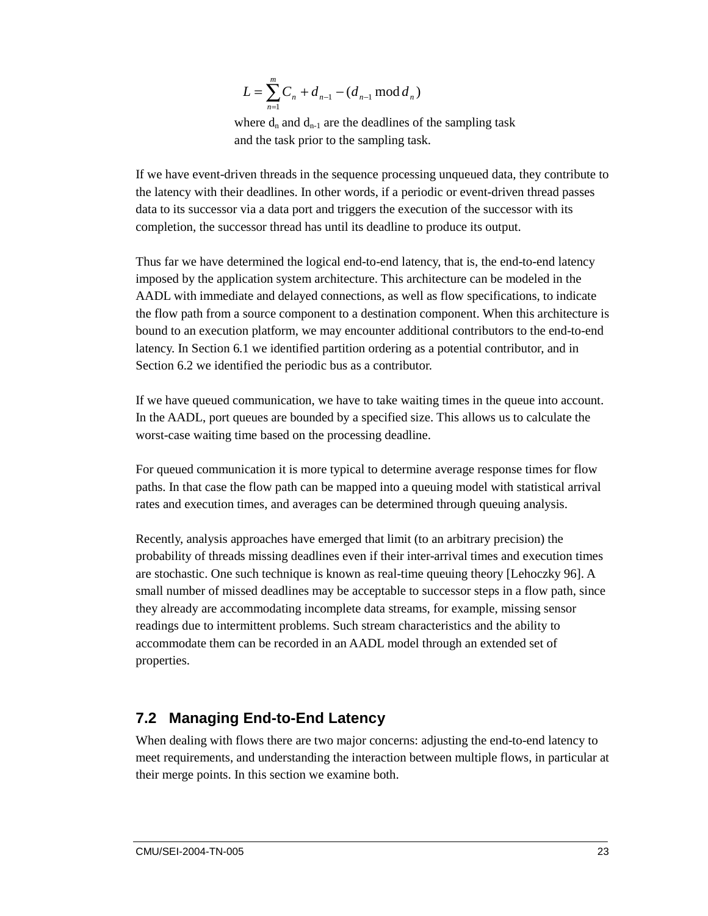$$L = \sum_{n=1}^{m} C_n + d_{n-1} - (d_{n-1} \bmod d_n)$$

where $d_n$ and $d_{n-1}$ are the deadlines of the sampling task and the task prior to the sampling task.

If we have event-driven threads in the sequence processing unqueued data, they contribute to the latency with their deadlines. In other words, if a periodic or event-driven thread passes data to its successor via a data port and triggers the execution of the successor with its completion, the successor thread has until its deadline to produce its output.

Thus far we have determined the logical end-to-end latency, that is, the end-to-end latency imposed by the application system architecture. This architecture can be modeled in the AADL with immediate and delayed connections, as well as flow specifications, to indicate the flow path from a source component to a destination component. When this architecture is bound to an execution platform, we may encounter additional contributors to the end-to-end latency. In Section 6.1 we identified partition ordering as a potential contributor, and in Section 6.2 we identified the periodic bus as a contributor.

If we have queued communication, we have to take waiting times in the queue into account. In the AADL, port queues are bounded by a specified size. This allows us to calculate the worst-case waiting time based on the processing deadline.

For queued communication it is more typical to determine average response times for flow paths. In that case the flow path can be mapped into a queuing model with statistical arrival rates and execution times, and averages can be determined through queuing analysis.

Recently, analysis approaches have emerged that limit (to an arbitrary precision) the probability of threads missing deadlines even if their inter-arrival times and execution times are stochastic. One such technique is known as real-time queuing theory [Lehoczky 96]. A small number of missed deadlines may be acceptable to successor steps in a flow path, since they already are accommodating incomplete data streams, for example, missing sensor readings due to intermittent problems. Such stream characteristics and the ability to accommodate them can be recorded in an AADL model through an extended set of properties.

## 7.2 Managing End-to-End Latency

When dealing with flows there are two major concerns: adjusting the end-to-end latency to meet requirements, and understanding the interaction between multiple flows, in particular at their merge points. In this section we examine both.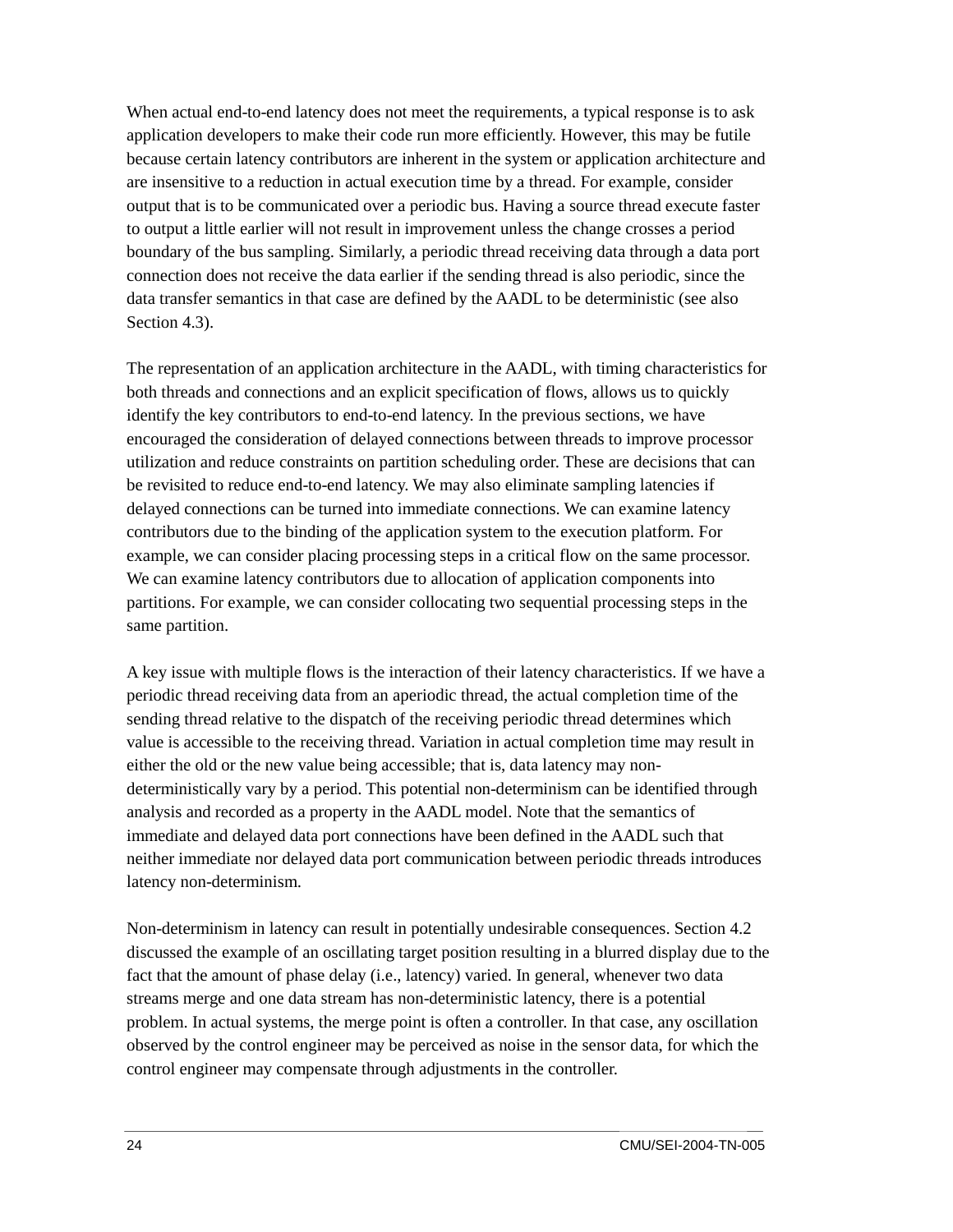When actual end-to-end latency does not meet the requirements, a typical response is to ask application developers to make their code run more efficiently. However, this may be futile because certain latency contributors are inherent in the system or application architecture and are insensitive to a reduction in actual execution time by a thread. For example, consider output that is to be communicated over a periodic bus. Having a source thread execute faster to output a little earlier will not result in improvement unless the change crosses a period boundary of the bus sampling. Similarly, a periodic thread receiving data through a data port connection does not receive the data earlier if the sending thread is also periodic, since the data transfer semantics in that case are defined by the AADL to be deterministic (see also Section 4.3).

The representation of an application architecture in the AADL, with timing characteristics for both threads and connections and an explicit specification of flows, allows us to quickly identify the key contributors to end-to-end latency. In the previous sections, we have encouraged the consideration of delayed connections between threads to improve processor utilization and reduce constraints on partition scheduling order. These are decisions that can be revisited to reduce end-to-end latency. We may also eliminate sampling latencies if delayed connections can be turned into immediate connections. We can examine latency contributors due to the binding of the application system to the execution platform. For example, we can consider placing processing steps in a critical flow on the same processor. We can examine latency contributors due to allocation of application components into partitions. For example, we can consider collocating two sequential processing steps in the same partition.

A key issue with multiple flows is the interaction of their latency characteristics. If we have a periodic thread receiving data from an aperiodic thread, the actual completion time of the sending thread relative to the dispatch of the receiving periodic thread determines which value is accessible to the receiving thread. Variation in actual completion time may result in either the old or the new value being accessible; that is, data latency may non-deterministically vary by a period. This potential non-determinism can be identified through analysis and recorded as a property in the AADL model. Note that the semantics of immediate and delayed data port connections have been defined in the AADL such that neither immediate nor delayed data port communication between periodic threads introduces latency non-determinism.

Non-determinism in latency can result in potentially undesirable consequences. Section 4.2 discussed the example of an oscillating target position resulting in a blurred display due to the fact that the amount of phase delay (i.e., latency) varied. In general, whenever two data streams merge and one data stream has non-deterministic latency, there is a potential problem. In actual systems, the merge point is often a controller. In that case, any oscillation observed by the control engineer may be perceived as noise in the sensor data, for which the control engineer may compensate through adjustments in the controller.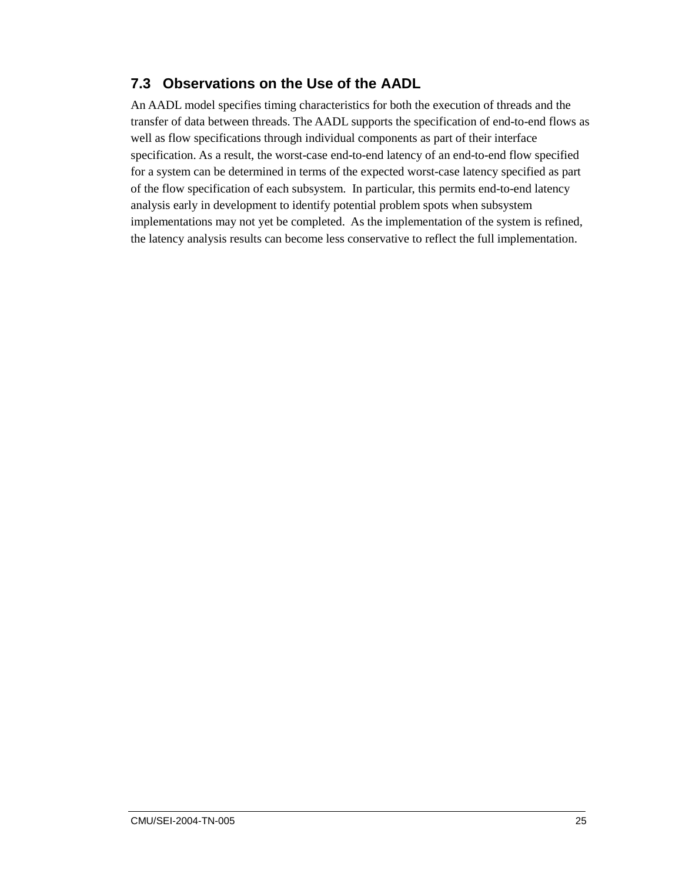## 7.3 Observations on the Use of the AADL

An AADL model specifies timing characteristics for both the execution of threads and the transfer of data between threads. The AADL supports the specification of end-to-end flows as well as flow specifications through individual components as part of their interface specification. As a result, the worst-case end-to-end latency of an end-to-end flow specified for a system can be determined in terms of the expected worst-case latency specified as part of the flow specification of each subsystem. In particular, this permits end-to-end latency analysis early in development to identify potential problem spots when subsystem implementations may not yet be completed. As the implementation of the system is refined, the latency analysis results can become less conservative to reflect the full implementation.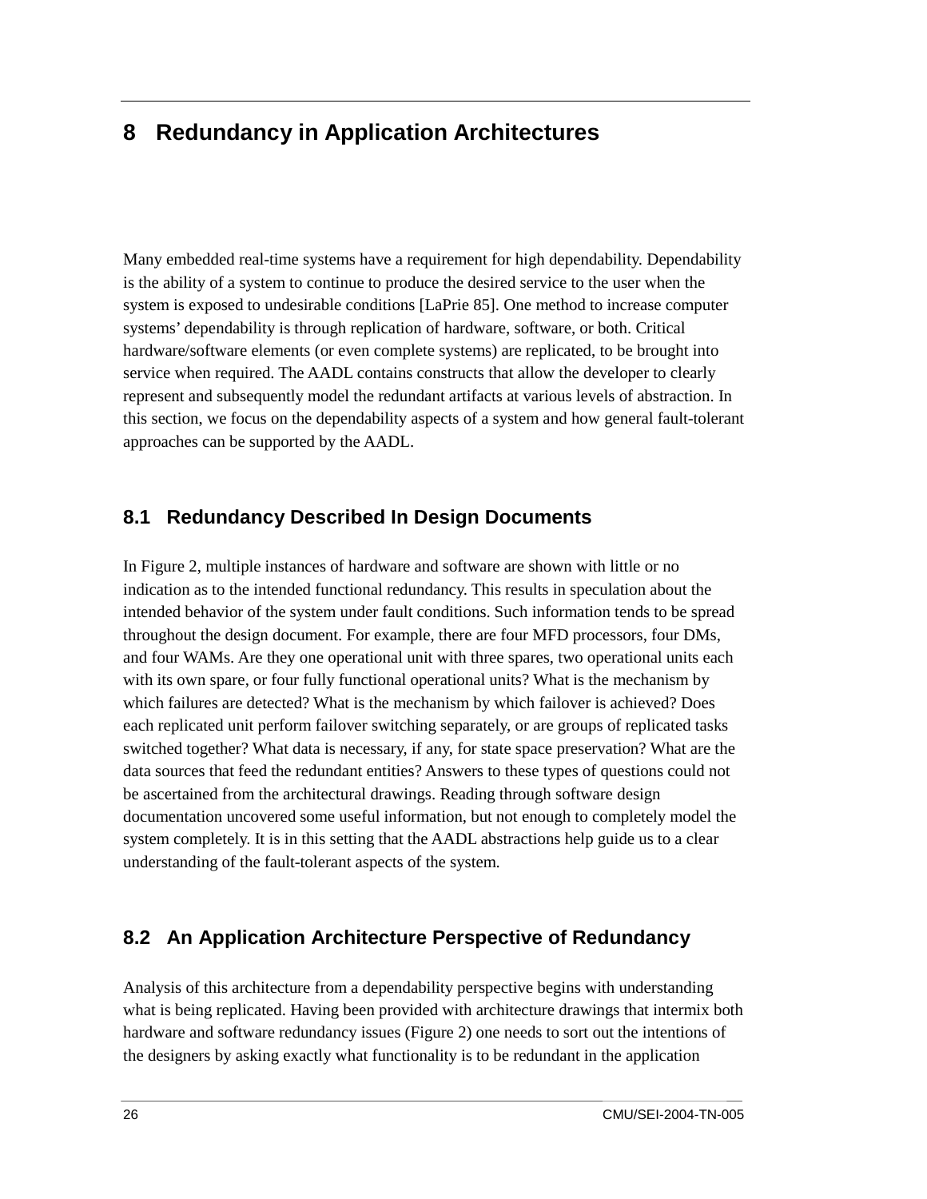# 8 Redundancy in Application Architectures

Many embedded real-time systems have a requirement for high dependability. Dependability is the ability of a system to continue to produce the desired service to the user when the system is exposed to undesirable conditions [LaPrie 85]. One method to increase computer systems' dependability is through replication of hardware, software, or both. Critical hardware/software elements (or even complete systems) are replicated, to be brought into service when required. The AADL contains constructs that allow the developer to clearly represent and subsequently model the redundant artifacts at various levels of abstraction. In this section, we focus on the dependability aspects of a system and how general fault-tolerant approaches can be supported by the AADL.

## 8.1 Redundancy Described In Design Documents

In Figure 2, multiple instances of hardware and software are shown with little or no indication as to the intended functional redundancy. This results in speculation about the intended behavior of the system under fault conditions. Such information tends to be spread throughout the design document. For example, there are four MFD processors, four DMs, and four WAMs. Are they one operational unit with three spares, two operational units each with its own spare, or four fully functional operational units? What is the mechanism by which failures are detected? What is the mechanism by which failover is achieved? Does each replicated unit perform failover switching separately, or are groups of replicated tasks switched together? What data is necessary, if any, for state space preservation? What are the data sources that feed the redundant entities? Answers to these types of questions could not be ascertained from the architectural drawings. Reading through software design documentation uncovered some useful information, but not enough to completely model the system completely. It is in this setting that the AADL abstractions help guide us to a clear understanding of the fault-tolerant aspects of the system.

## 8.2 An Application Architecture Perspective of Redundancy

Analysis of this architecture from a dependability perspective begins with understanding what is being replicated. Having been provided with architecture drawings that intermix both hardware and software redundancy issues (Figure 2) one needs to sort out the intentions of the designers by asking exactly what functionality is to be redundant in the application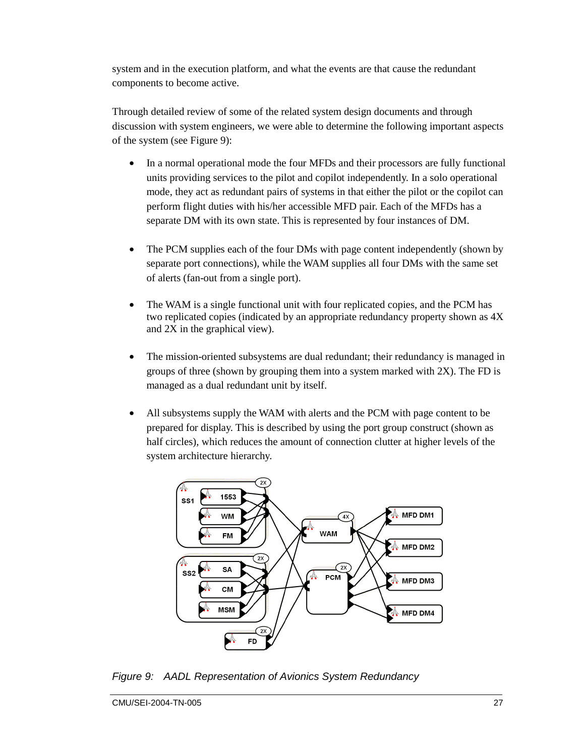system and in the execution platform, and what the events are that cause the redundant components to become active.

Through detailed review of some of the related system design documents and through discussion with system engineers, we were able to determine the following important aspects of the system (see Figure 9):

- In a normal operational mode the four MFDs and their processors are fully functional units providing services to the pilot and copilot independently. In a solo operational mode, they act as redundant pairs of systems in that either the pilot or the copilot can perform flight duties with his/her accessible MFD pair. Each of the MFDs has a separate DM with its own state. This is represented by four instances of DM.

- The PCM supplies each of the four DMs with page content independently (shown by separate port connections), while the WAM supplies all four DMs with the same set of alerts (fan-out from a single port).

- The WAM is a single functional unit with four replicated copies, and the PCM has two replicated copies (indicated by an appropriate redundancy property shown as 4X and 2X in the graphical view).

- The mission-oriented subsystems are dual redundant; their redundancy is managed in groups of three (shown by grouping them into a system marked with 2X). The FD is managed as a dual redundant unit by itself.

- All subsystems supply the WAM with alerts and the PCM with page content to be prepared for display. This is described by using the port group construct (shown as half circles), which reduces the amount of connection clutter at higher levels of the system architecture hierarchy.

*Figure 9: AADL Representation of Avionics System Redundancy*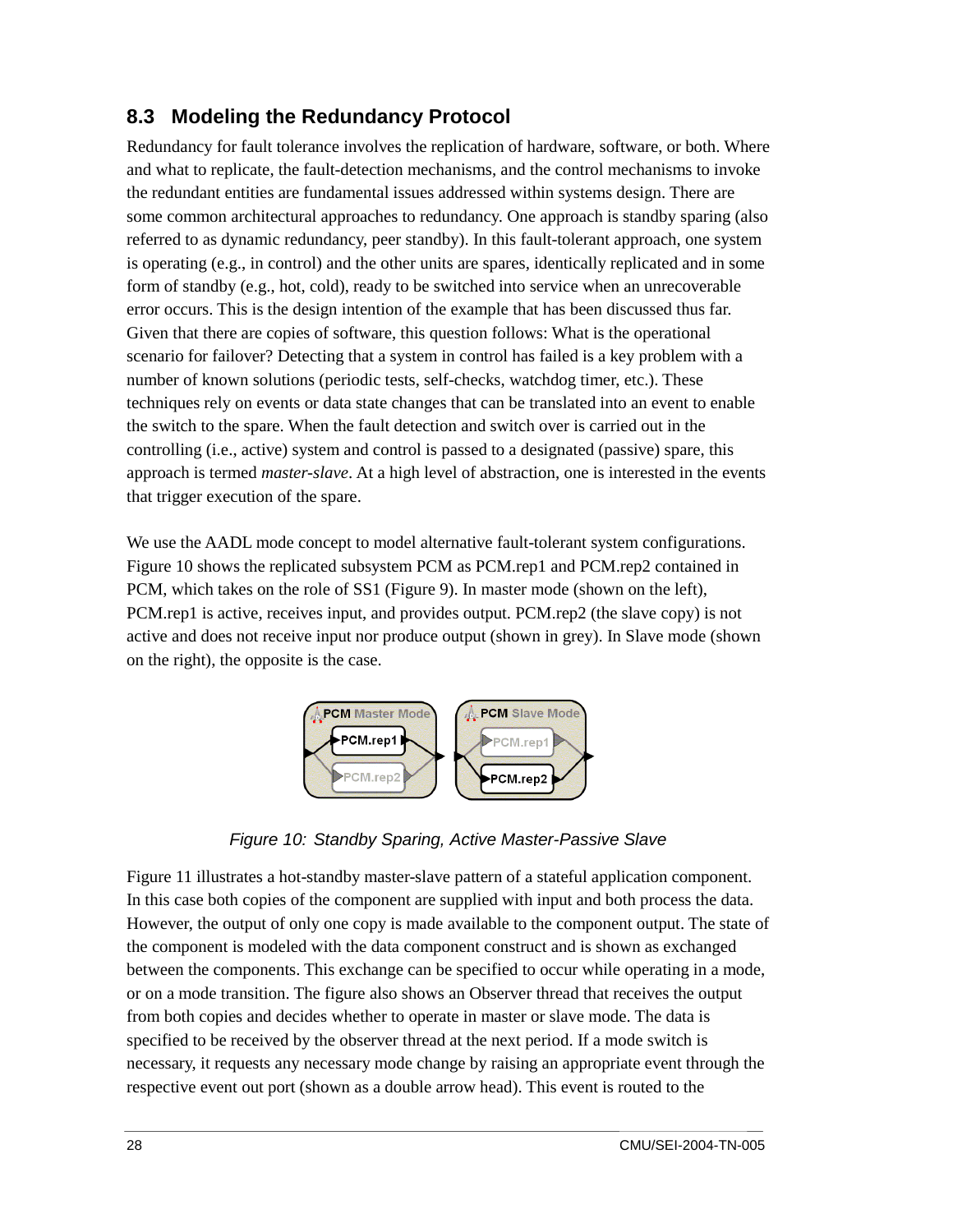## 8.3 Modeling the Redundancy Protocol

Redundancy for fault tolerance involves the replication of hardware, software, or both. Where and what to replicate, the fault-detection mechanisms, and the control mechanisms to invoke the redundant entities are fundamental issues addressed within systems design. There are some common architectural approaches to redundancy. One approach is standby sparing (also referred to as dynamic redundancy, peer standby). In this fault-tolerant approach, one system is operating (e.g., in control) and the other units are spares, identically replicated and in some form of standby (e.g., hot, cold), ready to be switched into service when an unrecoverable error occurs. This is the design intention of the example that has been discussed thus far. Given that there are copies of software, this question follows: What is the operational scenario for failover? Detecting that a system in control has failed is a key problem with a number of known solutions (periodic tests, self-checks, watchdog timer, etc.). These techniques rely on events or data state changes that can be translated into an event to enable the switch to the spare. When the fault detection and switch over is carried out in the controlling (i.e., active) system and control is passed to a designated (passive) spare, this approach is termed *master-slave*. At a high level of abstraction, one is interested in the events that trigger execution of the spare.

We use the AADL mode concept to model alternative fault-tolerant system configurations. Figure 10 shows the replicated subsystem PCM as PCM.rep1 and PCM.rep2 contained in PCM, which takes on the role of SS1 (Figure 9). In master mode (shown on the left), PCM.rep1 is active, receives input, and provides output. PCM.rep2 (the slave copy) is not active and does not receive input nor produce output (shown in grey). In Slave mode (shown on the right), the opposite is the case.

*Figure 10: Standby Sparing, Active Master-Passive Slave*

Figure 11 illustrates a hot-standby master-slave pattern of a stateful application component. In this case both copies of the component are supplied with input and both process the data. However, the output of only one copy is made available to the component output. The state of the component is modeled with the data component construct and is shown as exchanged between the components. This exchange can be specified to occur while operating in a mode, or on a mode transition. The figure also shows an Observer thread that receives the output from both copies and decides whether to operate in master or slave mode. The data is specified to be received by the observer thread at the next period. If a mode switch is necessary, it requests any necessary mode change by raising an appropriate event through the respective event out port (shown as a double arrow head). This event is routed to the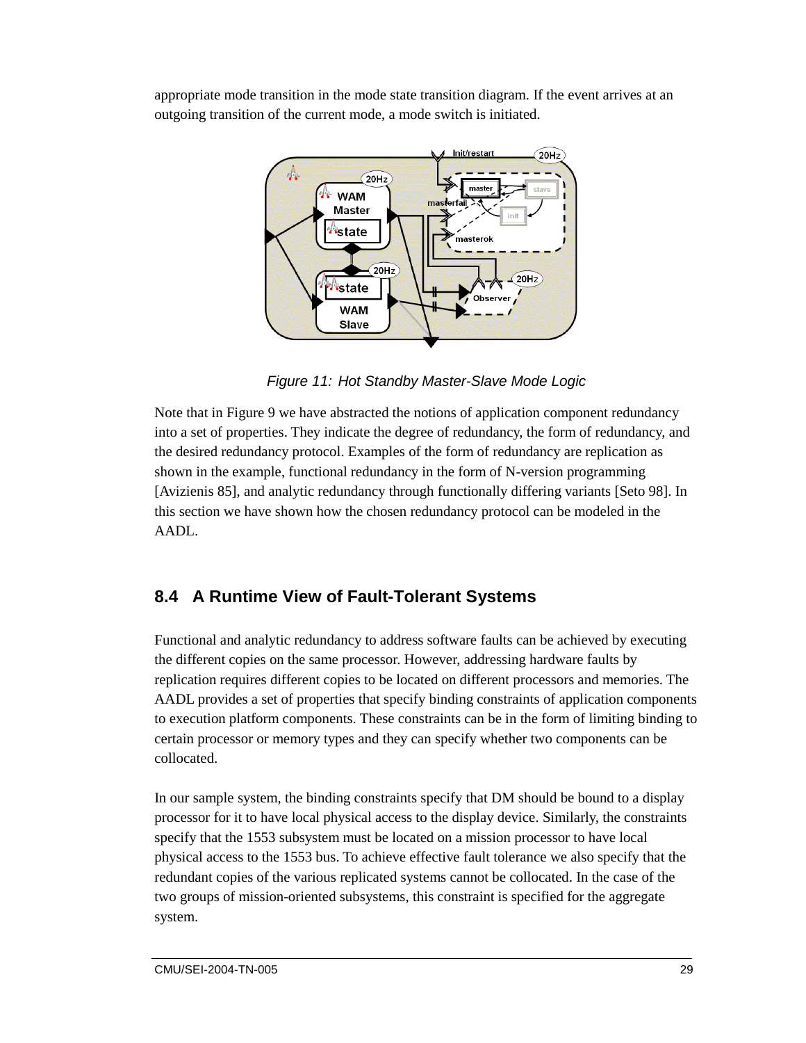appropriate mode transition in the mode state transition diagram. If the event arrives at an outgoing transition of the current mode, a mode switch is initiated.

*Figure 11: Hot Standby Master-Slave Mode Logic*

Note that in Figure 9 we have abstracted the notions of application component redundancy into a set of properties. They indicate the degree of redundancy, the form of redundancy, and the desired redundancy protocol. Examples of the form of redundancy are replication as shown in the example, functional redundancy in the form of N-version programming [Avizienis 85], and analytic redundancy through functionally differing variants [Seto 98]. In this section we have shown how the chosen redundancy protocol can be modeled in the AADL.

## 8.4 A Runtime View of Fault-Tolerant Systems

Functional and analytic redundancy to address software faults can be achieved by executing the different copies on the same processor. However, addressing hardware faults by replication requires different copies to be located on different processors and memories. The AADL provides a set of properties that specify binding constraints of application components to execution platform components. These constraints can be in the form of limiting binding to certain processor or memory types and they can specify whether two components can be collocated.

In our sample system, the binding constraints specify that DM should be bound to a display processor for it to have local physical access to the display device. Similarly, the constraints specify that the 1553 subsystem must be located on a mission processor to have local physical access to the 1553 bus. To achieve effective fault tolerance we also specify that the redundant copies of the various replicated systems cannot be collocated. In the case of the two groups of mission-oriented subsystems, this constraint is specified for the aggregate system.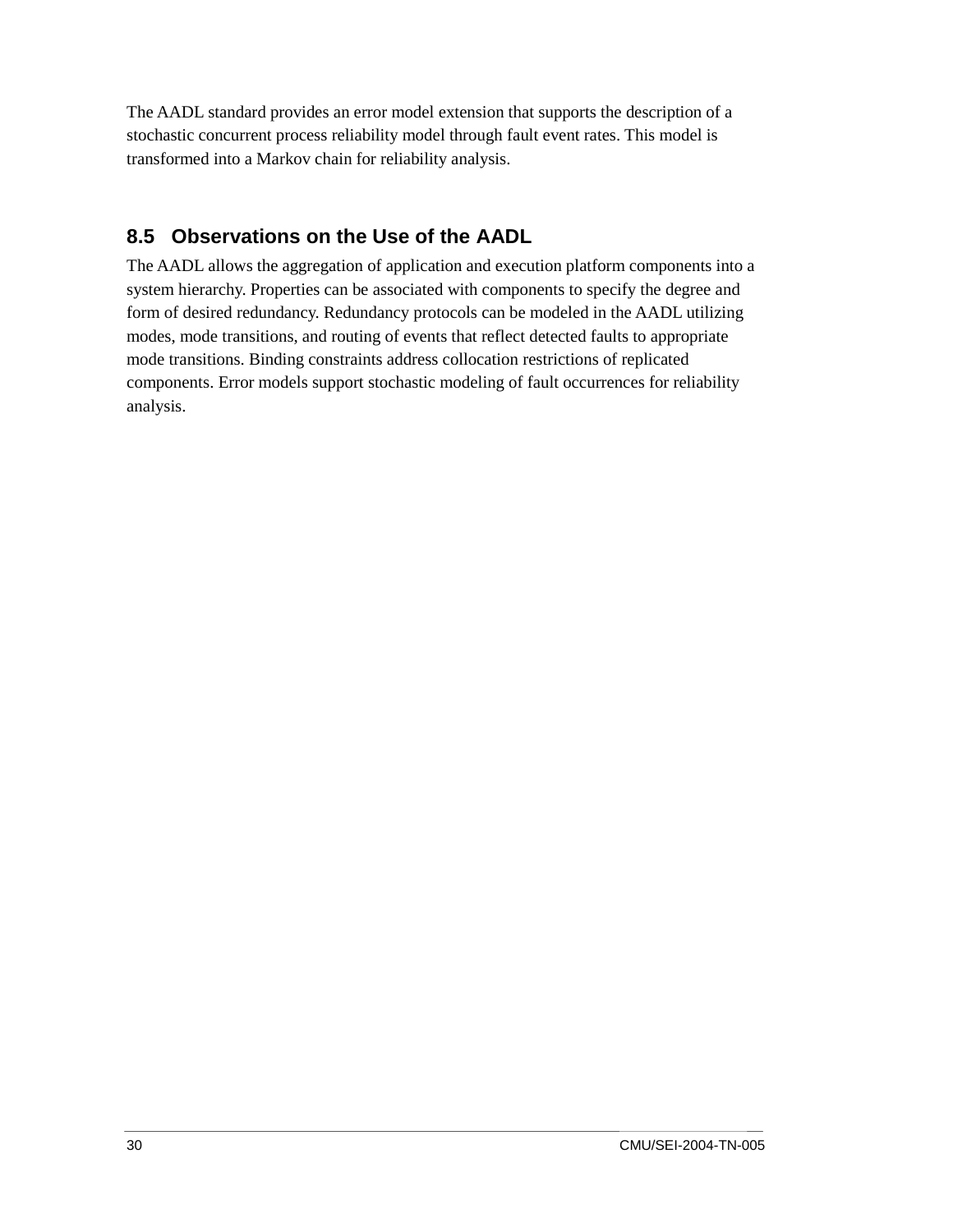The AADL standard provides an error model extension that supports the description of a stochastic concurrent process reliability model through fault event rates. This model is transformed into a Markov chain for reliability analysis.

## 8.5 Observations on the Use of the AADL

The AADL allows the aggregation of application and execution platform components into a system hierarchy. Properties can be associated with components to specify the degree and form of desired redundancy. Redundancy protocols can be modeled in the AADL utilizing modes, mode transitions, and routing of events that reflect detected faults to appropriate mode transitions. Binding constraints address collocation restrictions of replicated components. Error models support stochastic modeling of fault occurrences for reliability analysis.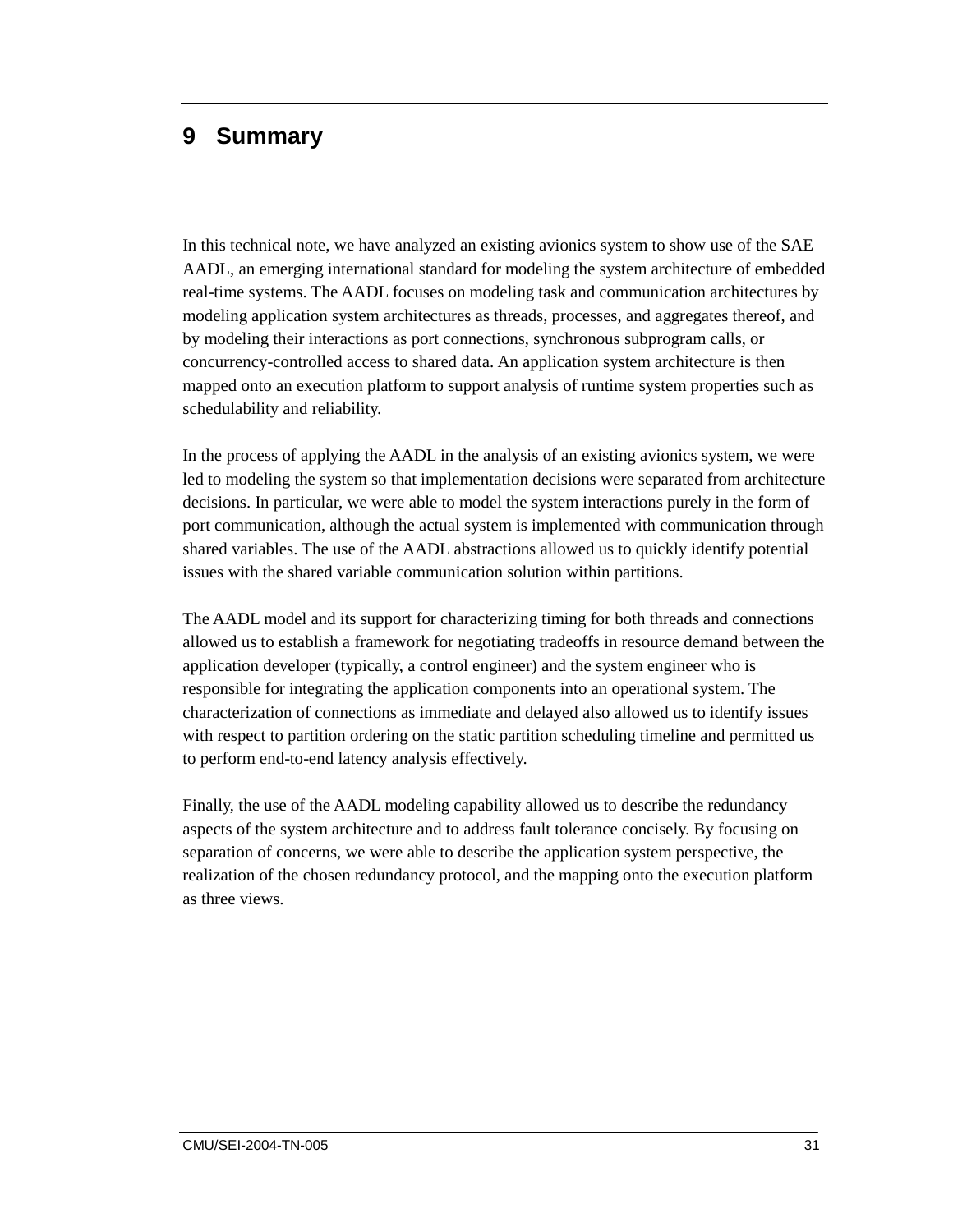# 9 Summary

In this technical note, we have analyzed an existing avionics system to show use of the SAE AADL, an emerging international standard for modeling the system architecture of embedded real-time systems. The AADL focuses on modeling task and communication architectures by modeling application system architectures as threads, processes, and aggregates thereof, and by modeling their interactions as port connections, synchronous subprogram calls, or concurrency-controlled access to shared data. An application system architecture is then mapped onto an execution platform to support analysis of runtime system properties such as schedulability and reliability.

In the process of applying the AADL in the analysis of an existing avionics system, we were led to modeling the system so that implementation decisions were separated from architecture decisions. In particular, we were able to model the system interactions purely in the form of port communication, although the actual system is implemented with communication through shared variables. The use of the AADL abstractions allowed us to quickly identify potential issues with the shared variable communication solution within partitions.

The AADL model and its support for characterizing timing for both threads and connections allowed us to establish a framework for negotiating tradeoffs in resource demand between the application developer (typically, a control engineer) and the system engineer who is responsible for integrating the application components into an operational system. The characterization of connections as immediate and delayed also allowed us to identify issues with respect to partition ordering on the static partition scheduling timeline and permitted us to perform end-to-end latency analysis effectively.

Finally, the use of the AADL modeling capability allowed us to describe the redundancy aspects of the system architecture and to address fault tolerance concisely. By focusing on separation of concerns, we were able to describe the application system perspective, the realization of the chosen redundancy protocol, and the mapping onto the execution platform as three views.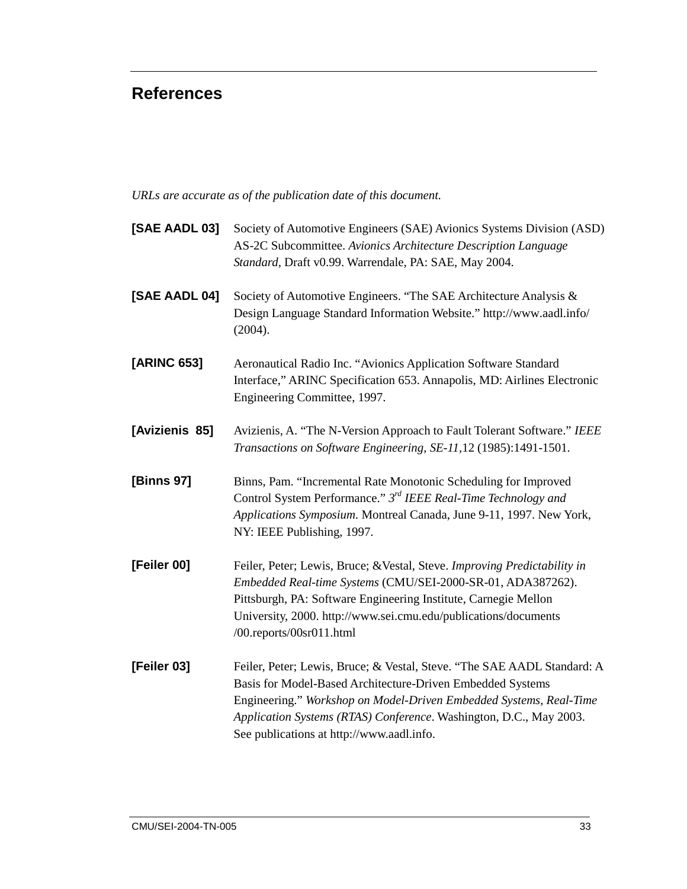## References

*URLs are accurate as of the publication date of this document.*

**[SAE AADL 03]** Society of Automotive Engineers (SAE) Avionics Systems Division (ASD) AS-2C Subcommittee. *Avionics Architecture Description Language Standard*, Draft v0.99. Warrendale, PA: SAE, May 2004.

**[SAE AADL 04]** Society of Automotive Engineers. "The SAE Architecture Analysis & Design Language Standard Information Website." http://www.aadl.info/ (2004).

**[ARINC 653]** Aeronautical Radio Inc. "Avionics Application Software Standard Interface," ARINC Specification 653. Annapolis, MD: Airlines Electronic Engineering Committee, 1997.

**[Avizienis 85]** Avizienis, A. "The N-Version Approach to Fault Tolerant Software." *IEEE Transactions on Software Engineering, SE-11,*12 (1985):1491-1501.

**[Binns 97]** Binns, Pam. "Incremental Rate Monotonic Scheduling for Improved Control System Performance." *3rd IEEE Real-Time Technology and Applications Symposium.* Montreal Canada, June 9-11, 1997. New York, NY: IEEE Publishing, 1997.

**[Feiler 00]** Feiler, Peter; Lewis, Bruce; &Vestal, Steve. *Improving Predictability in Embedded Real-time Systems* (CMU/SEI-2000-SR-01, ADA387262). Pittsburgh, PA: Software Engineering Institute, Carnegie Mellon University, 2000. http://www.sei.cmu.edu/publications/documents /00.reports/00sr011.html

**[Feiler 03]** Feiler, Peter; Lewis, Bruce; & Vestal, Steve. "The SAE AADL Standard: A Basis for Model-Based Architecture-Driven Embedded Systems Engineering." *Workshop on Model-Driven Embedded Systems, Real-Time Application Systems (RTAS) Conference*. Washington, D.C., May 2003. See publications at http://www.aadl.info.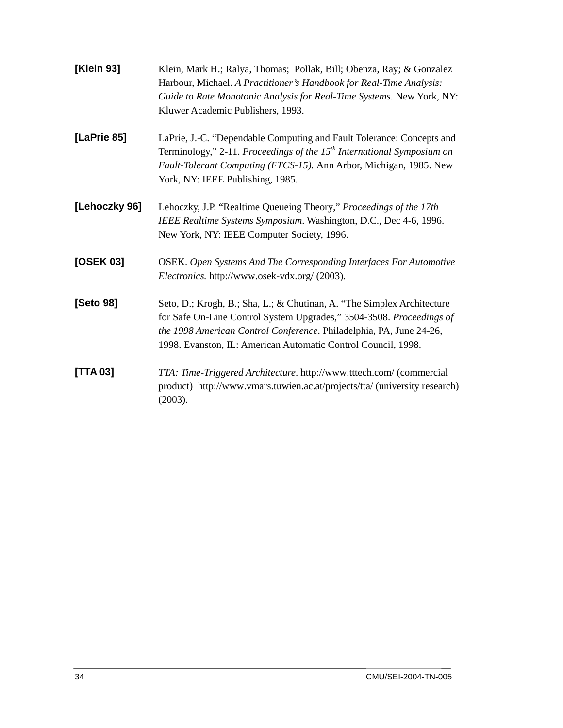**[Klein 93]** Klein, Mark H.; Ralya, Thomas; Pollak, Bill; Obenza, Ray; & Gonzalez Harbour, Michael. *A Practitioner's Handbook for Real-Time Analysis: Guide to Rate Monotonic Analysis for Real-Time Systems*. New York, NY: Kluwer Academic Publishers, 1993.

**[LaPrie 85]** LaPrie, J.-C. "Dependable Computing and Fault Tolerance: Concepts and Terminology," 2-11. *Proceedings of the 15th International Symposium on Fault-Tolerant Computing (FTCS-15).* Ann Arbor, Michigan, 1985. New York, NY: IEEE Publishing, 1985.

**[Lehoczky 96]** Lehoczky, J.P. "Realtime Queueing Theory," *Proceedings of the 17th IEEE Realtime Systems Symposium*. Washington, D.C., Dec 4-6, 1996. New York, NY: IEEE Computer Society, 1996.

**[OSEK 03]** OSEK. *Open Systems And The Corresponding Interfaces For Automotive Electronics.* http://www.osek-vdx.org/ (2003).

**[Seto 98]** Seto, D.; Krogh, B.; Sha, L.; & Chutinan, A. "The Simplex Architecture for Safe On-Line Control System Upgrades," 3504-3508. *Proceedings of the 1998 American Control Conference*. Philadelphia, PA, June 24-26, 1998. Evanston, IL: American Automatic Control Council, 1998.

**[TTA 03]** *TTA: Time-Triggered Architecture*. http://www.tttech.com/ (commercial product) http://www.vmars.tuwien.ac.at/projects/tta/ (university research) (2003).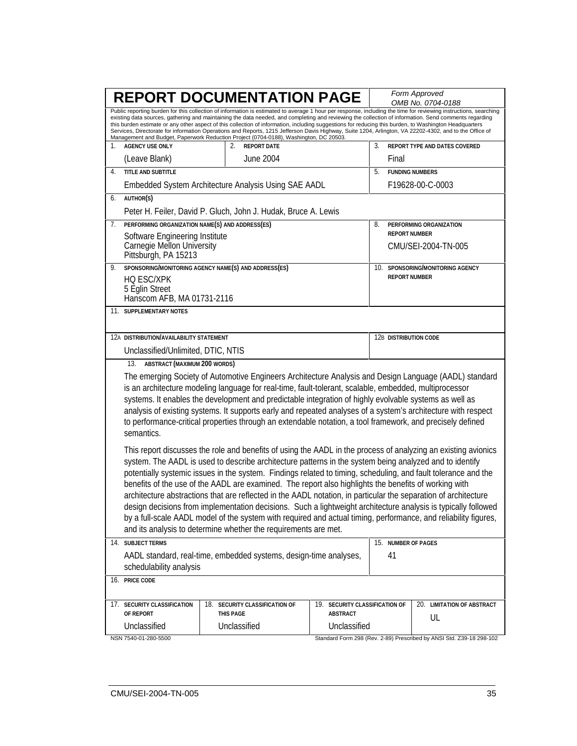# REPORT DOCUMENTATION PAGE

*Form Approved*
*OMB No. 0704-0188*

Public reporting burden for this collection of information is estimated to average 1 hour per response, including the time for reviewing instructions, searching existing data sources, gathering and maintaining the data needed, and completing and reviewing the collection of information. Send comments regarding this burden estimate or any other aspect of this collection of information, including suggestions for reducing this burden, to Washington Headquarters Services, Directorate for information Operations and Reports, 1215 Jefferson Davis Highway, Suite 1204, Arlington, VA 22202-4302, and to the Office of Management and Budget, Paperwork Reduction Project (0704-0188), Washington, DC 20503.

| 1. AGENCY USE ONLY | 2. REPORT DATE | 3. REPORT TYPE AND DATES COVERED |
|---|---|---|
| (Leave Blank) | June 2004 | Final |

| 4. TITLE AND SUBTITLE | 5. FUNDING NUMBERS |
|---|---|
| Embedded System Architecture Analysis Using SAE AADL | F19628-00-C-0003 |

**6. AUTHOR(S)**

Peter H. Feiler, David P. Gluch, John J. Hudak, Bruce A. Lewis

| 7. PERFORMING ORGANIZATION NAME(S) AND ADDRESS(ES) | 8. PERFORMING ORGANIZATION REPORT NUMBER |
|---|---|
| Software Engineering Institute<br>Carnegie Mellon University<br>Pittsburgh, PA 15213 | CMU/SEI-2004-TN-005 |

| 9. SPONSORING/MONITORING AGENCY NAME(S) AND ADDRESS(ES) | 10. SPONSORING/MONITORING AGENCY REPORT NUMBER |
|---|---|
| HQ ESC/XPK<br>5 Eglin Street<br>Hanscom AFB, MA 01731-2116 | |

**11. SUPPLEMENTARY NOTES**

| 12A DISTRIBUTION/AVAILABILITY STATEMENT | 12B DISTRIBUTION CODE |
|---|---|
| Unclassified/Unlimited, DTIC, NTIS | |

**13. ABSTRACT (MAXIMUM 200 WORDS)**

The emerging Society of Automotive Engineers Architecture Analysis and Design Language (AADL) standard is an architecture modeling language for real-time, fault-tolerant, scalable, embedded, multiprocessor systems. It enables the development and predictable integration of highly evolvable systems as well as analysis of existing systems. It supports early and repeated analyses of a system's architecture with respect to performance-critical properties through an extendable notation, a tool framework, and precisely defined semantics.

This report discusses the role and benefits of using the AADL in the process of analyzing an existing avionics system. The AADL is used to describe architecture patterns in the system being analyzed and to identify potentially systemic issues in the system. Findings related to timing, scheduling, and fault tolerance and the benefits of the use of the AADL are examined. The report also highlights the benefits of working with architecture abstractions that are reflected in the AADL notation, in particular the separation of architecture design decisions from implementation decisions. Such a lightweight architecture analysis is typically followed by a full-scale AADL model of the system with required and actual timing, performance, and reliability figures, and its analysis to determine whether the requirements are met.

| 14. SUBJECT TERMS | 15. NUMBER OF PAGES |
|---|---|
| AADL standard, real-time, embedded systems, design-time analyses, schedulability analysis | 41 |

**16. PRICE CODE**

| 17. SECURITY CLASSIFICATION OF REPORT | 18. SECURITY CLASSIFICATION OF THIS PAGE | 19. SECURITY CLASSIFICATION OF ABSTRACT | 20. LIMITATION OF ABSTRACT |
|---|---|---|---|
| Unclassified | Unclassified | Unclassified | UL |

NSN 7540-01-280-5500 Standard Form 298 (Rev. 2-89) Prescribed by ANSI Std. Z39-18 298-102